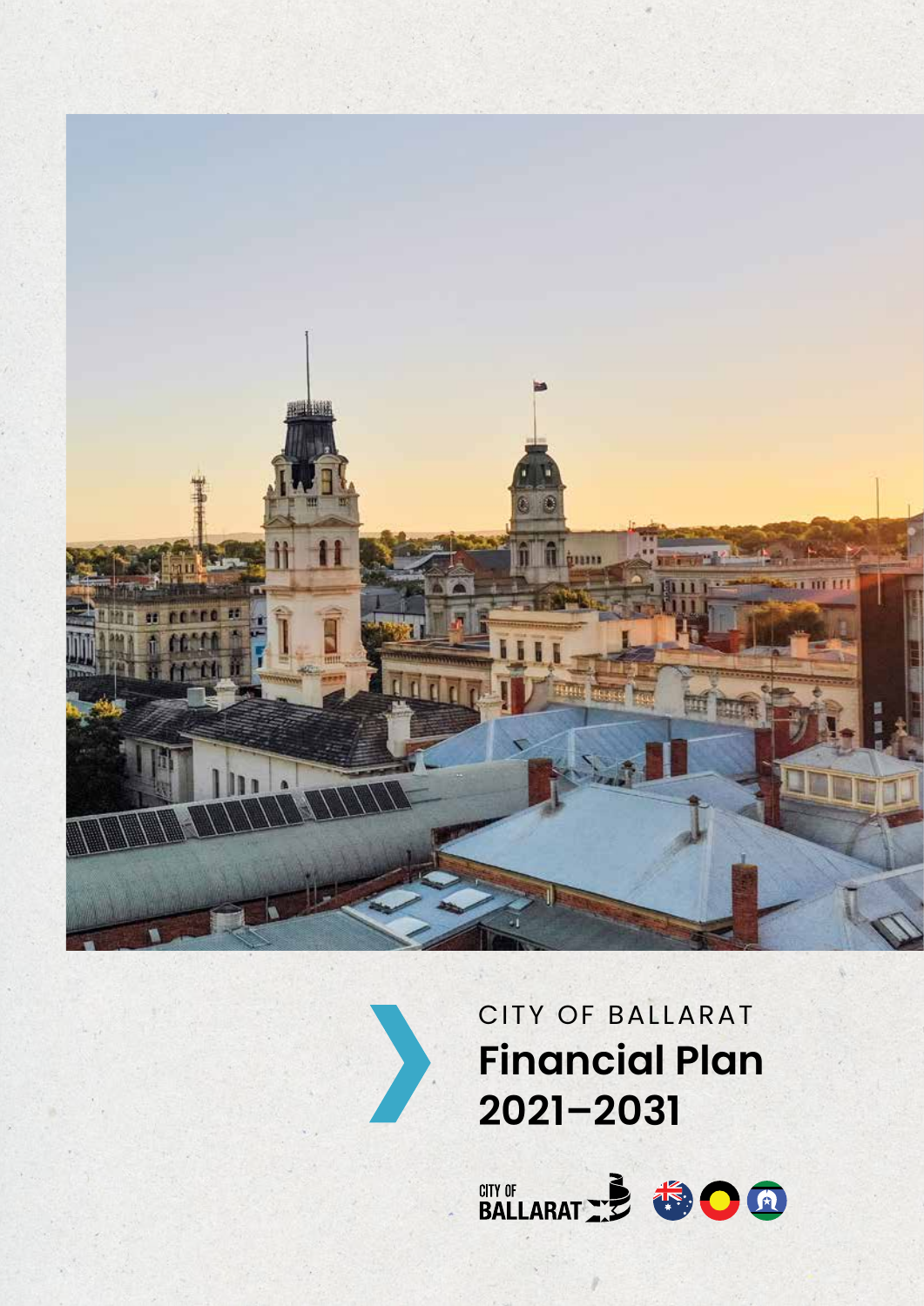CITY OF BALLARAT

# Financial Plan 2021–2031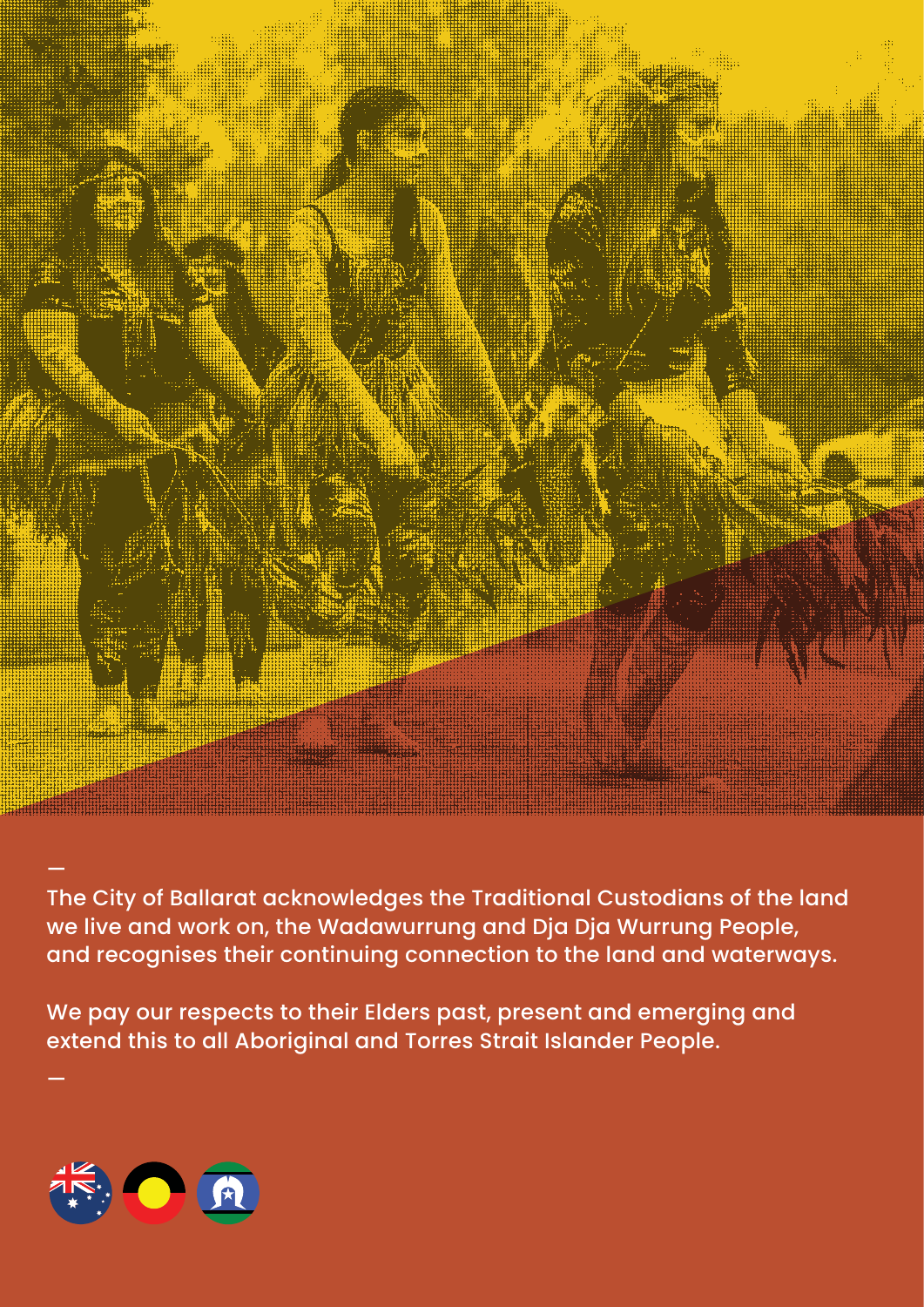—

The City of Ballarat acknowledges the Traditional Custodians of the land we live and work on, the Wadawurrung and Dja Dja Wurrung People, and recognises their continuing connection to the land and waterways.

We pay our respects to their Elders past, present and emerging and extend this to all Aboriginal and Torres Strait Islander People.

—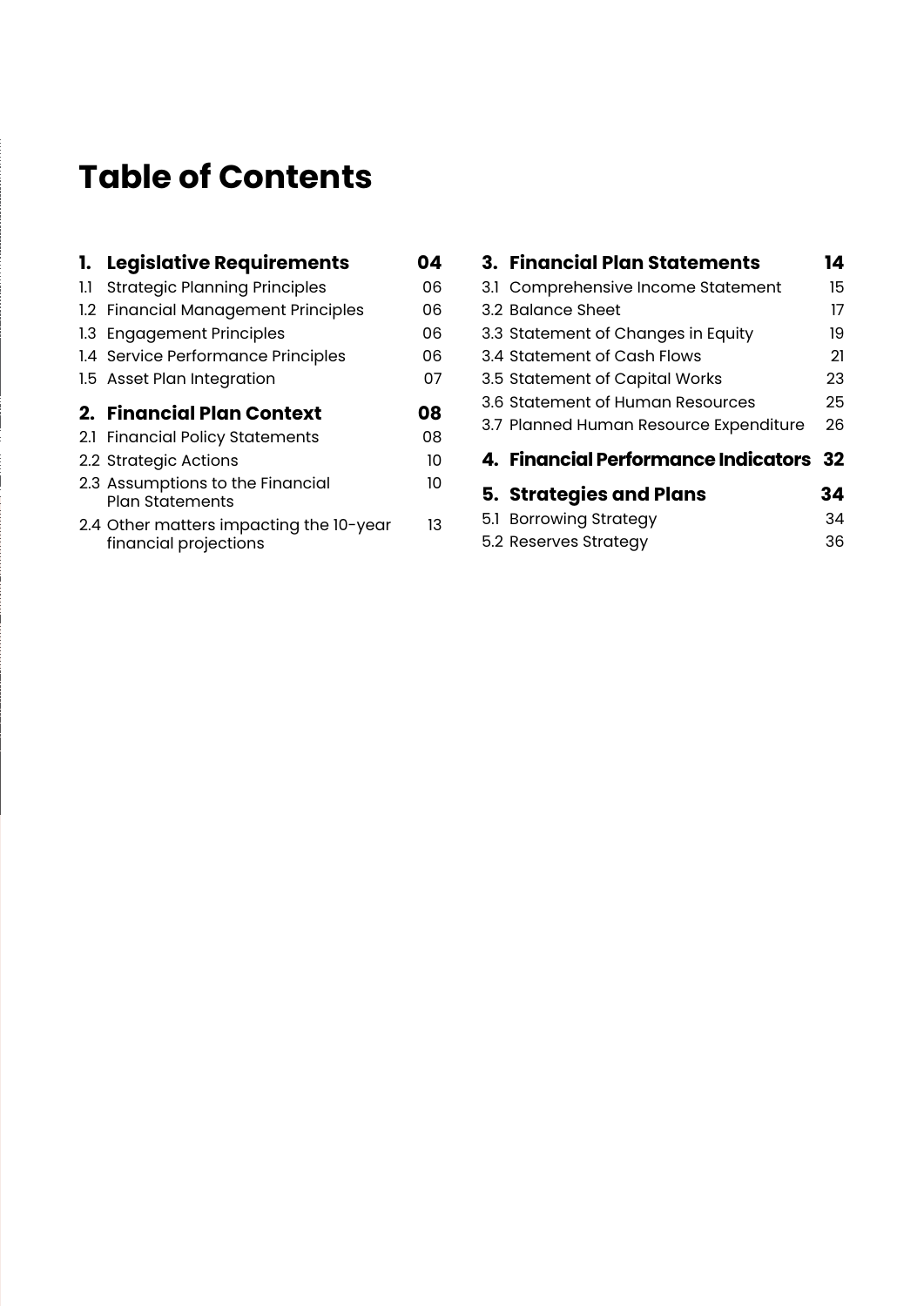# Table of Contents

| | | |
|---|---|---|
| **1.** | **Legislative Requirements** | **04** |
| 1.1 | Strategic Planning Principles | 06 |
| 1.2 | Financial Management Principles | 06 |
| 1.3 | Engagement Principles | 06 |
| 1.4 | Service Performance Principles | 06 |
| 1.5 | Asset Plan Integration | 07 |
| **2.** | **Financial Plan Context** | **08** |
| 2.1 | Financial Policy Statements | 08 |
| 2.2 | Strategic Actions | 10 |
| 2.3 | Assumptions to the Financial Plan Statements | 10 |
| 2.4 | Other matters impacting the 10-year financial projections | 13 |
| **3.** | **Financial Plan Statements** | **14** |
| 3.1 | Comprehensive Income Statement | 15 |
| 3.2 | Balance Sheet | 17 |
| 3.3 | Statement of Changes in Equity | 19 |
| 3.4 | Statement of Cash Flows | 21 |
| 3.5 | Statement of Capital Works | 23 |
| 3.6 | Statement of Human Resources | 25 |
| 3.7 | Planned Human Resource Expenditure | 26 |
| **4.** | **Financial Performance Indicators** | **32** |
| **5.** | **Strategies and Plans** | **34** |
| 5.1 | Borrowing Strategy | 34 |
| 5.2 | Reserves Strategy | 36 |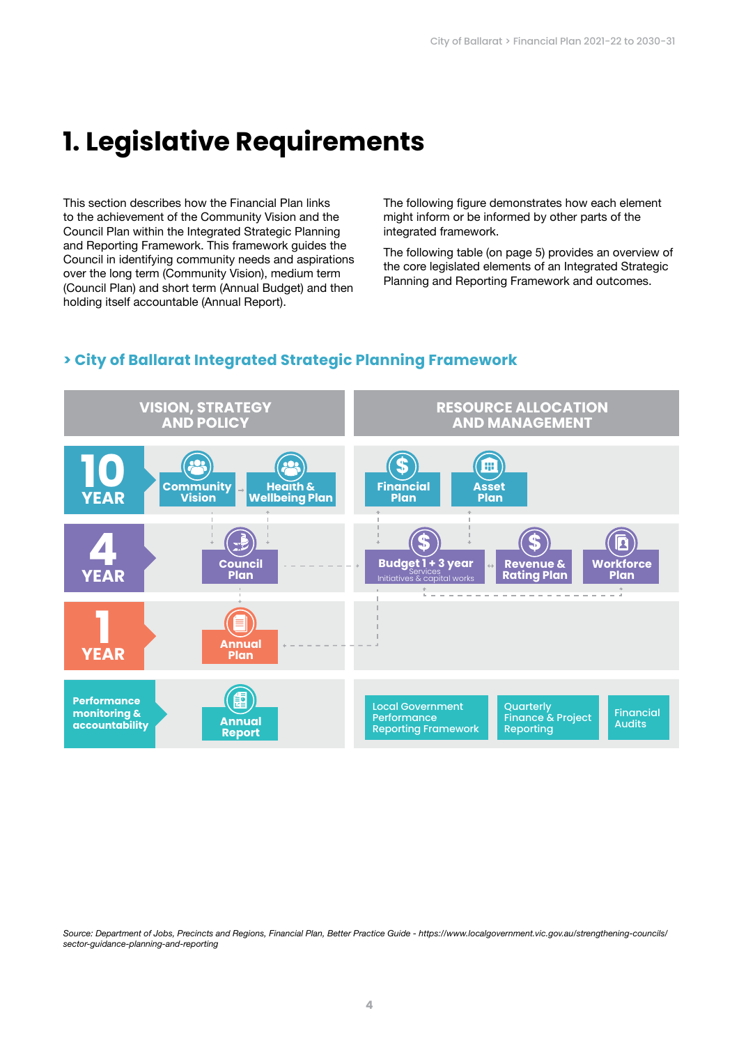# 1. Legislative Requirements

This section describes how the Financial Plan links to the achievement of the Community Vision and the Council Plan within the Integrated Strategic Planning and Reporting Framework. This framework guides the Council in identifying community needs and aspirations over the long term (Community Vision), medium term (Council Plan) and short term (Annual Budget) and then holding itself accountable (Annual Report).

The following figure demonstrates how each element might inform or be informed by other parts of the integrated framework.

The following table (on page 5) provides an overview of the core legislated elements of an Integrated Strategic Planning and Reporting Framework and outcomes.

## > City of Ballarat Integrated Strategic Planning Framework

| | VISION, STRATEGY AND POLICY | RESOURCE ALLOCATION AND MANAGEMENT |
|---|---|---|
| 10 YEAR | Community Vision; Health & Wellbeing Plan | Financial Plan; Asset Plan |
| 4 YEAR | Council Plan | Budget 1 + 3 year (Services, Initiatives & capital works); Revenue & Rating Plan; Workforce Plan |
| 1 YEAR | Annual Plan | |
| Performance monitoring & accountability | Annual Report | Local Government Performance Reporting Framework; Quarterly Finance & Project Reporting; Financial Audits |

*Source: Department of Jobs, Precincts and Regions, Financial Plan, Better Practice Guide - https://www.localgovernment.vic.gov.au/strengthening-councils/sector-guidance-planning-and-reporting*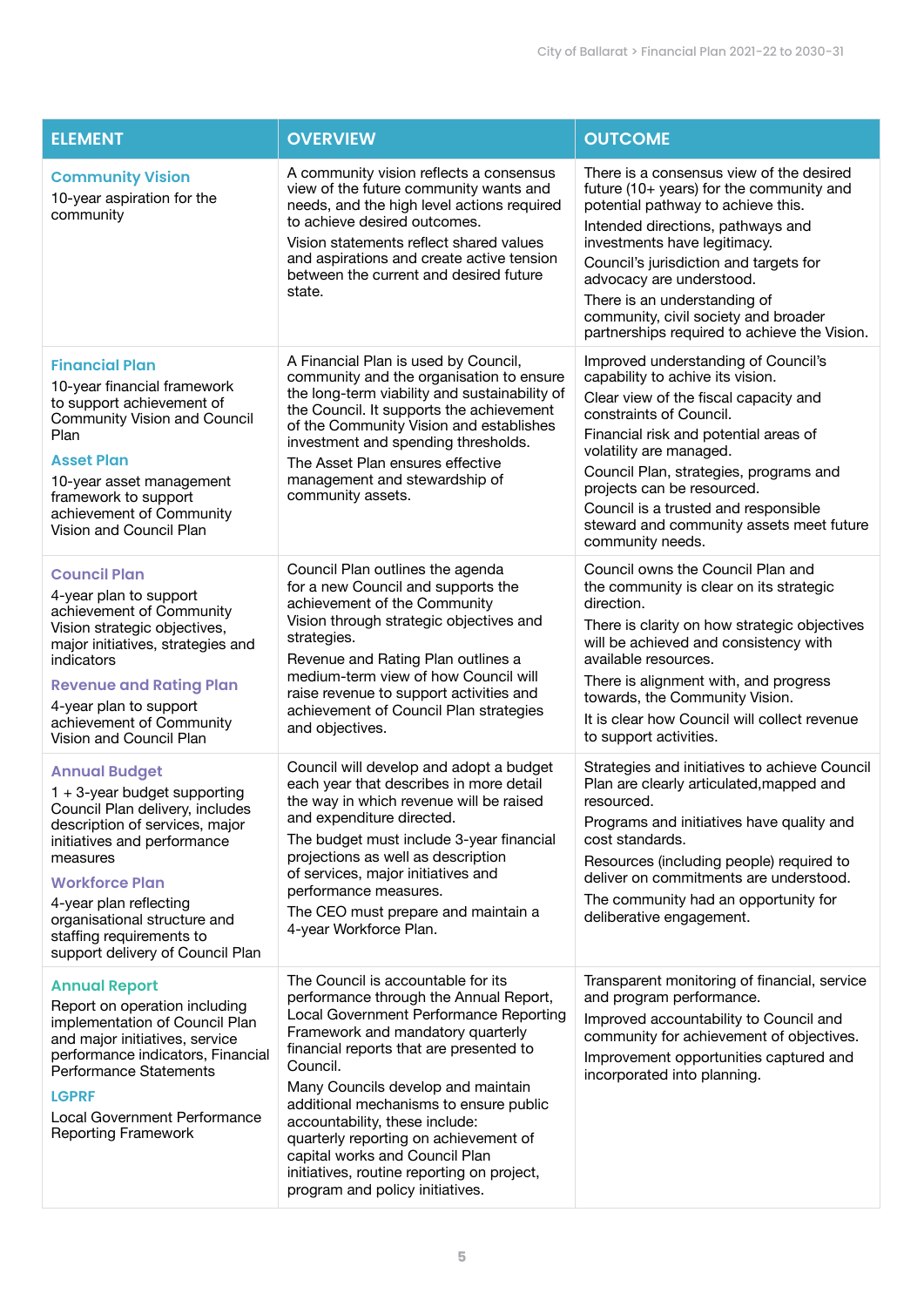| ELEMENT | OVERVIEW | OUTCOME |
|---|---|---|
| **Community Vision**<br>10-year aspiration for the community | A community vision reflects a consensus view of the future community wants and needs, and the high level actions required to achieve desired outcomes.<br>Vision statements reflect shared values and aspirations and create active tension between the current and desired future state. | There is a consensus view of the desired future (10+ years) for the community and potential pathway to achieve this.<br>Intended directions, pathways and investments have legitimacy.<br>Council's jurisdiction and targets for advocacy are understood.<br>There is an understanding of community, civil society and broader partnerships required to achieve the Vision. |
| **Financial Plan**<br>10-year financial framework to support achievement of Community Vision and Council Plan<br>**Asset Plan**<br>10-year asset management framework to support achievement of Community Vision and Council Plan | A Financial Plan is used by Council, community and the organisation to ensure the long-term viability and sustainability of the Council. It supports the achievement of the Community Vision and establishes investment and spending thresholds.<br>The Asset Plan ensures effective management and stewardship of community assets. | Improved understanding of Council's capability to achive its vision.<br>Clear view of the fiscal capacity and constraints of Council.<br>Financial risk and potential areas of volatility are managed.<br>Council Plan, strategies, programs and projects can be resourced.<br>Council is a trusted and responsible steward and community assets meet future community needs. |
| **Council Plan**<br>4-year plan to support achievement of Community Vision strategic objectives, major initiatives, strategies and indicators<br>**Revenue and Rating Plan**<br>4-year plan to support achievement of Community Vision and Council Plan | Council Plan outlines the agenda for a new Council and supports the achievement of the Community Vision through strategic objectives and strategies.<br>Revenue and Rating Plan outlines a medium-term view of how Council will raise revenue to support activities and achievement of Council Plan strategies and objectives. | Council owns the Council Plan and the community is clear on its strategic direction.<br>There is clarity on how strategic objectives will be achieved and consistency with available resources.<br>There is alignment with, and progress towards, the Community Vision.<br>It is clear how Council will collect revenue to support activities. |
| **Annual Budget**<br>1 + 3-year budget supporting Council Plan delivery, includes description of services, major initiatives and performance measures<br>**Workforce Plan**<br>4-year plan reflecting organisational structure and staffing requirements to support delivery of Council Plan | Council will develop and adopt a budget each year that describes in more detail the way in which revenue will be raised and expenditure directed.<br>The budget must include 3-year financial projections as well as description of services, major initiatives and performance measures.<br>The CEO must prepare and maintain a 4-year Workforce Plan. | Strategies and initiatives to achieve Council Plan are clearly articulated,mapped and resourced.<br>Programs and initiatives have quality and cost standards.<br>Resources (including people) required to deliver on commitments are understood.<br>The community had an opportunity for deliberative engagement. |
| **Annual Report**<br>Report on operation including implementation of Council Plan and major initiatives, service performance indicators, Financial Performance Statements<br>**LGPRF**<br>Local Government Performance Reporting Framework | The Council is accountable for its performance through the Annual Report, Local Government Performance Reporting Framework and mandatory quarterly financial reports that are presented to Council.<br>Many Councils develop and maintain additional mechanisms to ensure public accountability, these include: quarterly reporting on achievement of capital works and Council Plan initiatives, routine reporting on project, program and policy initiatives. | Transparent monitoring of financial, service and program performance.<br>Improved accountability to Council and community for achievement of objectives.<br>Improvement opportunities captured and incorporated into planning. |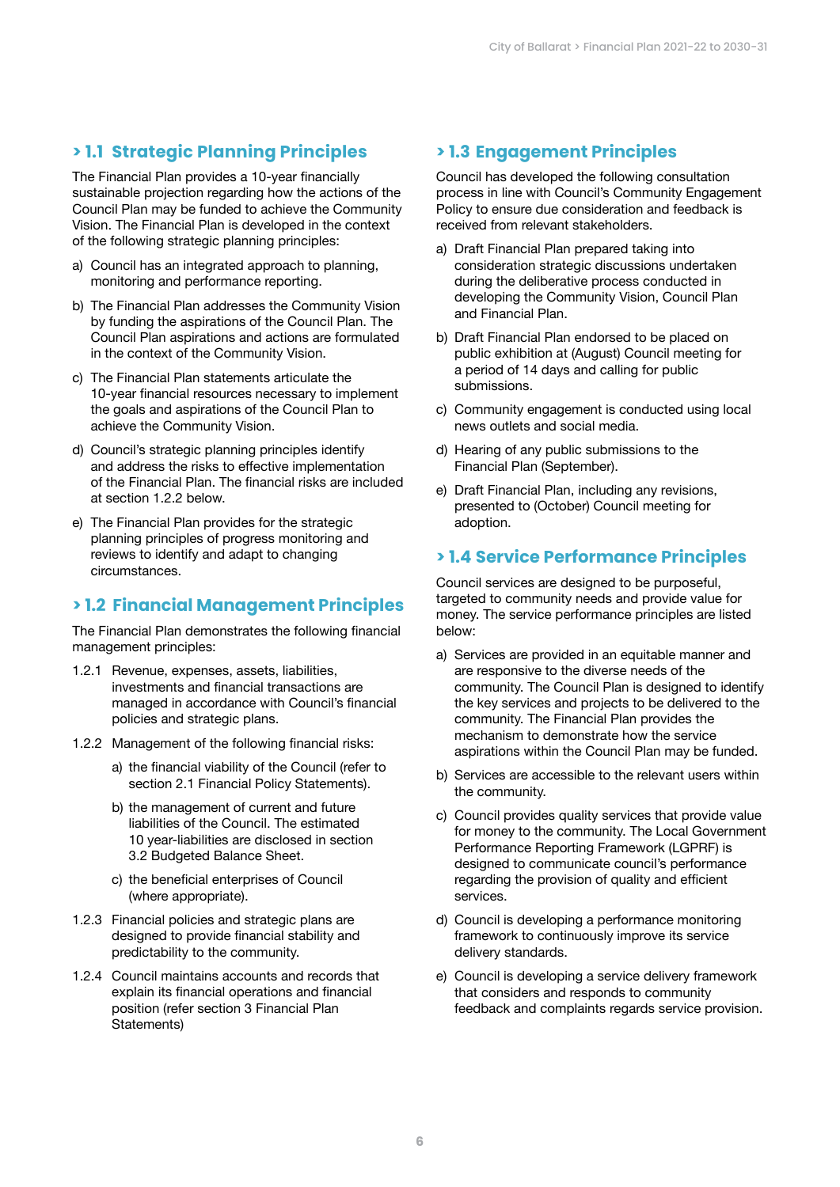## > 1.1 Strategic Planning Principles

The Financial Plan provides a 10-year financially sustainable projection regarding how the actions of the Council Plan may be funded to achieve the Community Vision. The Financial Plan is developed in the context of the following strategic planning principles:

a) Council has an integrated approach to planning, monitoring and performance reporting.

b) The Financial Plan addresses the Community Vision by funding the aspirations of the Council Plan. The Council Plan aspirations and actions are formulated in the context of the Community Vision.

c) The Financial Plan statements articulate the 10-year financial resources necessary to implement the goals and aspirations of the Council Plan to achieve the Community Vision.

d) Council's strategic planning principles identify and address the risks to effective implementation of the Financial Plan. The financial risks are included at section 1.2.2 below.

e) The Financial Plan provides for the strategic planning principles of progress monitoring and reviews to identify and adapt to changing circumstances.

## > 1.2 Financial Management Principles

The Financial Plan demonstrates the following financial management principles:

1.2.1 Revenue, expenses, assets, liabilities, investments and financial transactions are managed in accordance with Council's financial policies and strategic plans.

1.2.2 Management of the following financial risks:

- a) the financial viability of the Council (refer to section 2.1 Financial Policy Statements).
- b) the management of current and future liabilities of the Council. The estimated 10 year-liabilities are disclosed in section 3.2 Budgeted Balance Sheet.
- c) the beneficial enterprises of Council (where appropriate).

1.2.3 Financial policies and strategic plans are designed to provide financial stability and predictability to the community.

1.2.4 Council maintains accounts and records that explain its financial operations and financial position (refer section 3 Financial Plan Statements)

## > 1.3 Engagement Principles

Council has developed the following consultation process in line with Council's Community Engagement Policy to ensure due consideration and feedback is received from relevant stakeholders.

a) Draft Financial Plan prepared taking into consideration strategic discussions undertaken during the deliberative process conducted in developing the Community Vision, Council Plan and Financial Plan.

b) Draft Financial Plan endorsed to be placed on public exhibition at (August) Council meeting for a period of 14 days and calling for public submissions.

c) Community engagement is conducted using local news outlets and social media.

d) Hearing of any public submissions to the Financial Plan (September).

e) Draft Financial Plan, including any revisions, presented to (October) Council meeting for adoption.

## > 1.4 Service Performance Principles

Council services are designed to be purposeful, targeted to community needs and provide value for money. The service performance principles are listed below:

a) Services are provided in an equitable manner and are responsive to the diverse needs of the community. The Council Plan is designed to identify the key services and projects to be delivered to the community. The Financial Plan provides the mechanism to demonstrate how the service aspirations within the Council Plan may be funded.

b) Services are accessible to the relevant users within the community.

c) Council provides quality services that provide value for money to the community. The Local Government Performance Reporting Framework (LGPRF) is designed to communicate council's performance regarding the provision of quality and efficient services.

d) Council is developing a performance monitoring framework to continuously improve its service delivery standards.

e) Council is developing a service delivery framework that considers and responds to community feedback and complaints regards service provision.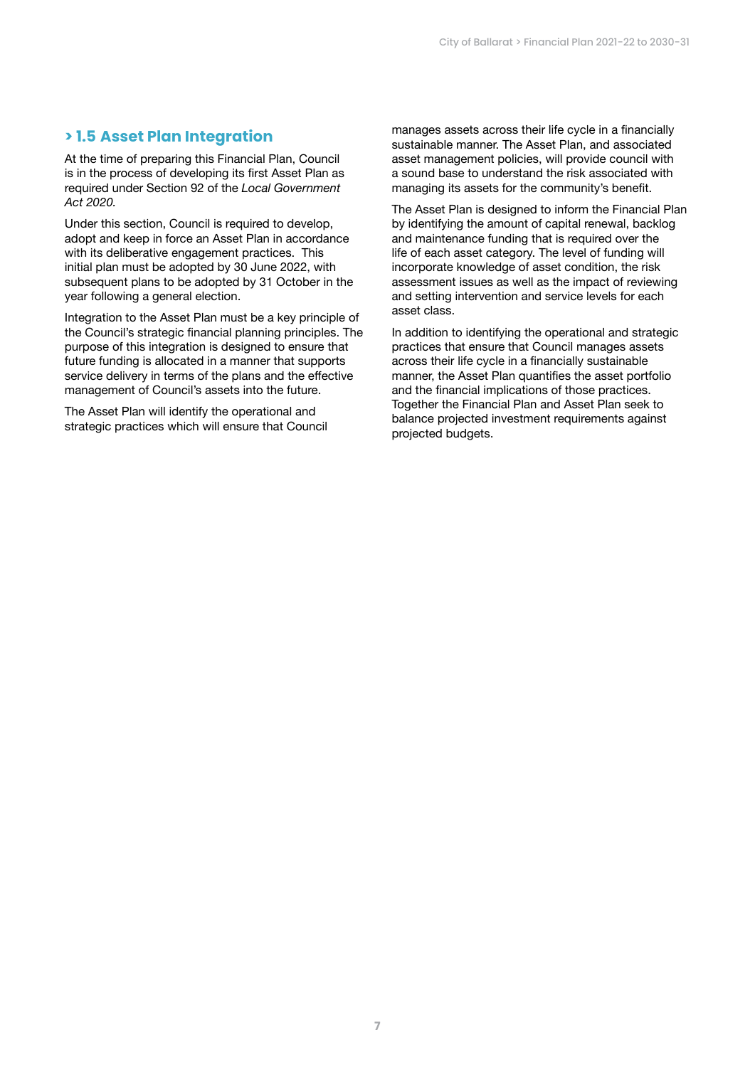## > 1.5 Asset Plan Integration

At the time of preparing this Financial Plan, Council is in the process of developing its first Asset Plan as required under Section 92 of the *Local Government Act 2020.*

Under this section, Council is required to develop, adopt and keep in force an Asset Plan in accordance with its deliberative engagement practices. This initial plan must be adopted by 30 June 2022, with subsequent plans to be adopted by 31 October in the year following a general election.

Integration to the Asset Plan must be a key principle of the Council's strategic financial planning principles. The purpose of this integration is designed to ensure that future funding is allocated in a manner that supports service delivery in terms of the plans and the effective management of Council's assets into the future.

The Asset Plan will identify the operational and strategic practices which will ensure that Council manages assets across their life cycle in a financially sustainable manner. The Asset Plan, and associated asset management policies, will provide council with a sound base to understand the risk associated with managing its assets for the community's benefit.

The Asset Plan is designed to inform the Financial Plan by identifying the amount of capital renewal, backlog and maintenance funding that is required over the life of each asset category. The level of funding will incorporate knowledge of asset condition, the risk assessment issues as well as the impact of reviewing and setting intervention and service levels for each asset class.

In addition to identifying the operational and strategic practices that ensure that Council manages assets across their life cycle in a financially sustainable manner, the Asset Plan quantifies the asset portfolio and the financial implications of those practices. Together the Financial Plan and Asset Plan seek to balance projected investment requirements against projected budgets.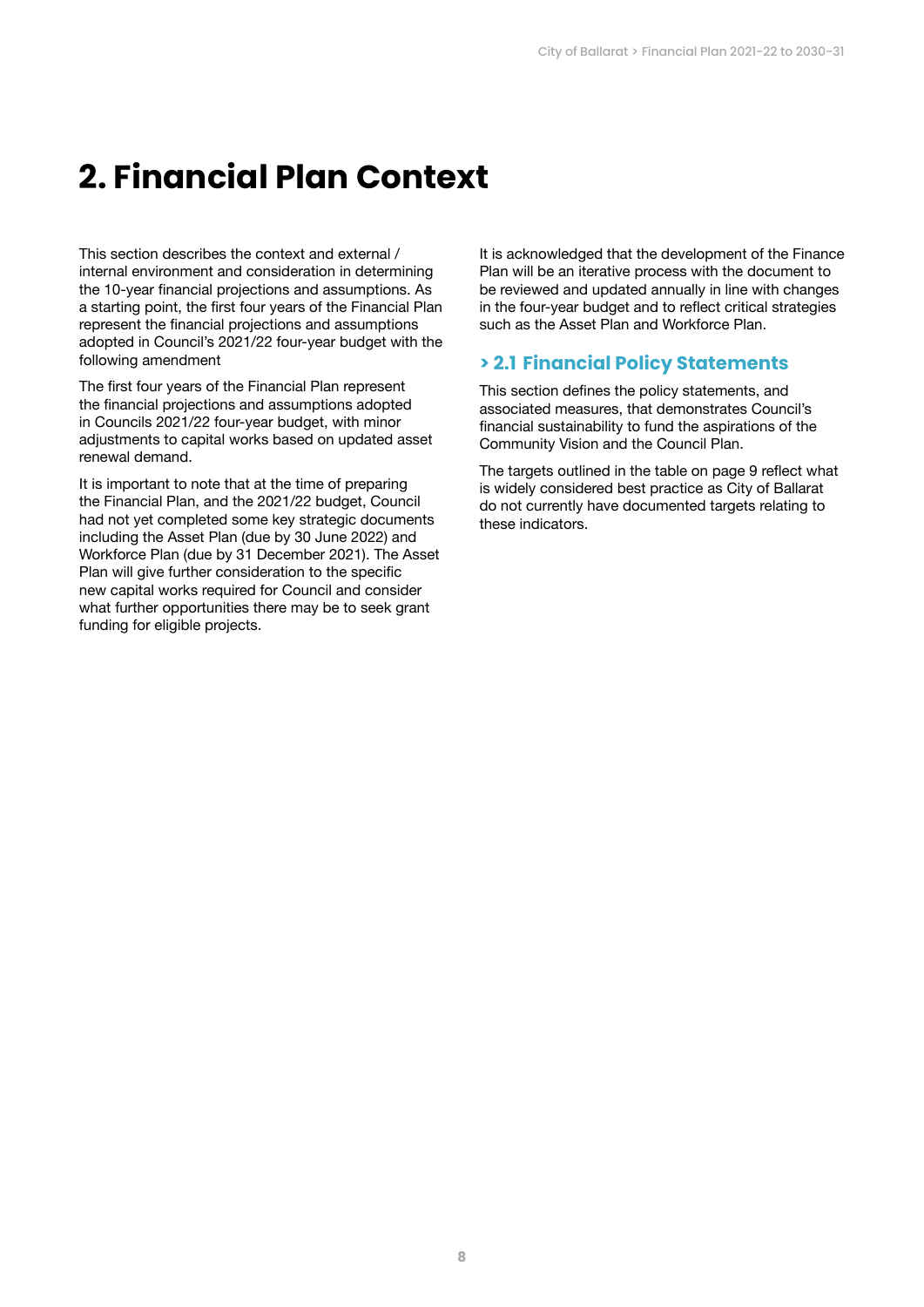# 2. Financial Plan Context

This section describes the context and external / internal environment and consideration in determining the 10-year financial projections and assumptions. As a starting point, the first four years of the Financial Plan represent the financial projections and assumptions adopted in Council's 2021/22 four-year budget with the following amendment

The first four years of the Financial Plan represent the financial projections and assumptions adopted in Councils 2021/22 four-year budget, with minor adjustments to capital works based on updated asset renewal demand.

It is important to note that at the time of preparing the Financial Plan, and the 2021/22 budget, Council had not yet completed some key strategic documents including the Asset Plan (due by 30 June 2022) and Workforce Plan (due by 31 December 2021). The Asset Plan will give further consideration to the specific new capital works required for Council and consider what further opportunities there may be to seek grant funding for eligible projects.

It is acknowledged that the development of the Finance Plan will be an iterative process with the document to be reviewed and updated annually in line with changes in the four-year budget and to reflect critical strategies such as the Asset Plan and Workforce Plan.

## > 2.1 Financial Policy Statements

This section defines the policy statements, and associated measures, that demonstrates Council's financial sustainability to fund the aspirations of the Community Vision and the Council Plan.

The targets outlined in the table on page 9 reflect what is widely considered best practice as City of Ballarat do not currently have documented targets relating to these indicators.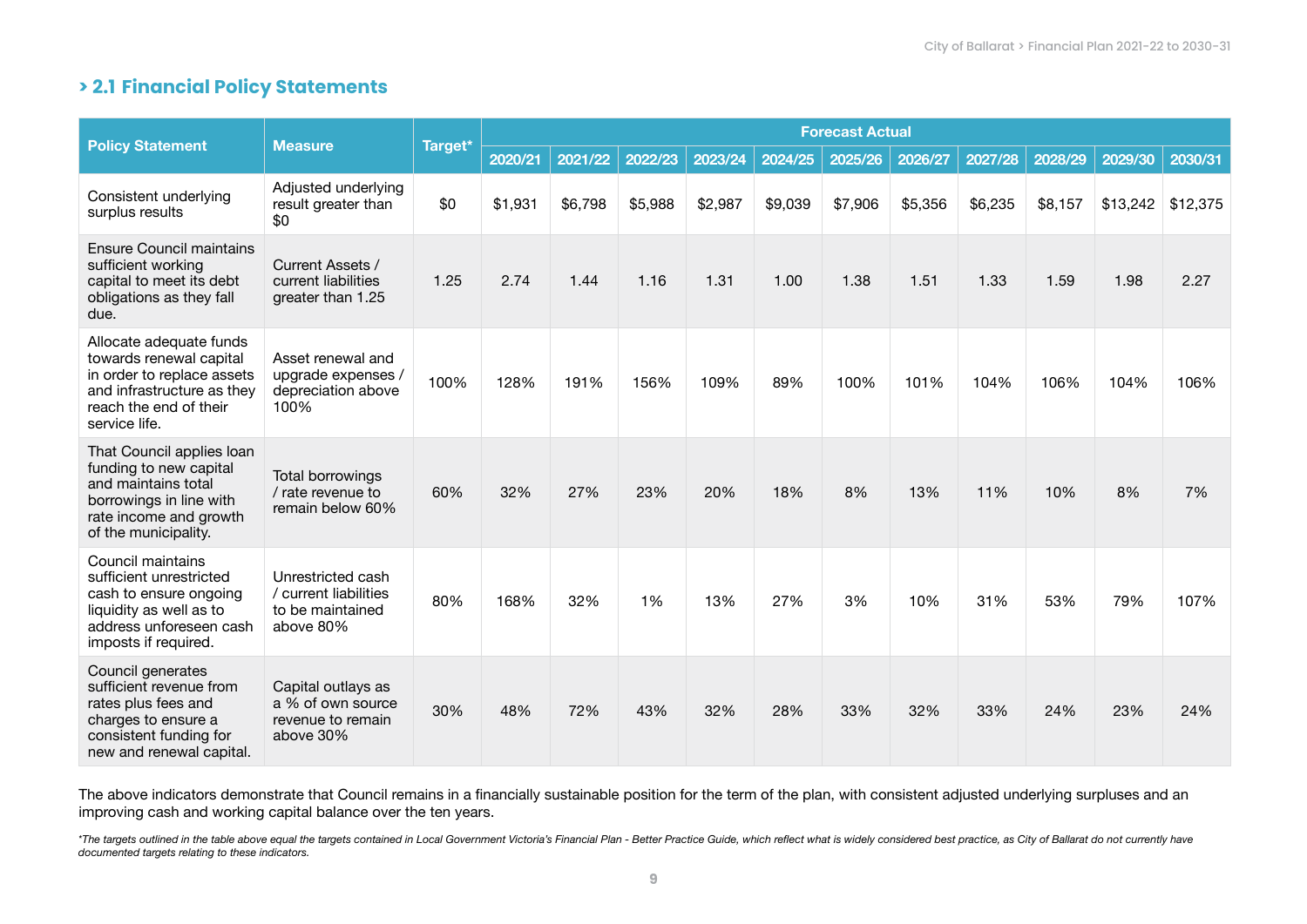## > 2.1 Financial Policy Statements

| Policy Statement | Measure | Target* | Forecast Actual | | | | | | | | | | |
|---|---|---|---|---|---|---|---|---|---|---|---|---|---|
| | | | 2020/21 | 2021/22 | 2022/23 | 2023/24 | 2024/25 | 2025/26 | 2026/27 | 2027/28 | 2028/29 | 2029/30 | 2030/31 |
| Consistent underlying surplus results | Adjusted underlying result greater than $0 | $0 | $1,931 | $6,798 | $5,988 | $2,987 | $9,039 | $7,906 | $5,356 | $6,235 | $8,157 | $13,242 | $12,375 |
| Ensure Council maintains sufficient working capital to meet its debt obligations as they fall due. | Current Assets / current liabilities greater than 1.25 | 1.25 | 2.74 | 1.44 | 1.16 | 1.31 | 1.00 | 1.38 | 1.51 | 1.33 | 1.59 | 1.98 | 2.27 |
| Allocate adequate funds towards renewal capital in order to replace assets and infrastructure as they reach the end of their service life. | Asset renewal and upgrade expenses / depreciation above 100% | 100% | 128% | 191% | 156% | 109% | 89% | 100% | 101% | 104% | 106% | 104% | 106% |
| That Council applies loan funding to new capital and maintains total borrowings in line with rate income and growth of the municipality. | Total borrowings / rate revenue to remain below 60% | 60% | 32% | 27% | 23% | 20% | 18% | 8% | 13% | 11% | 10% | 8% | 7% |
| Council maintains sufficient unrestricted cash to ensure ongoing liquidity as well as to address unforeseen cash imposts if required. | Unrestricted cash / current liabilities to be maintained above 80% | 80% | 168% | 32% | 1% | 13% | 27% | 3% | 10% | 31% | 53% | 79% | 107% |
| Council generates sufficient revenue from rates plus fees and charges to ensure a consistent funding for new and renewal capital. | Capital outlays as a % of own source revenue to remain above 30% | 30% | 48% | 72% | 43% | 32% | 28% | 33% | 32% | 33% | 24% | 23% | 24% |

The above indicators demonstrate that Council remains in a financially sustainable position for the term of the plan, with consistent adjusted underlying surpluses and an improving cash and working capital balance over the ten years.

*\*The targets outlined in the table above equal the targets contained in Local Government Victoria's Financial Plan - Better Practice Guide, which reflect what is widely considered best practice, as City of Ballarat do not currently have documented targets relating to these indicators.*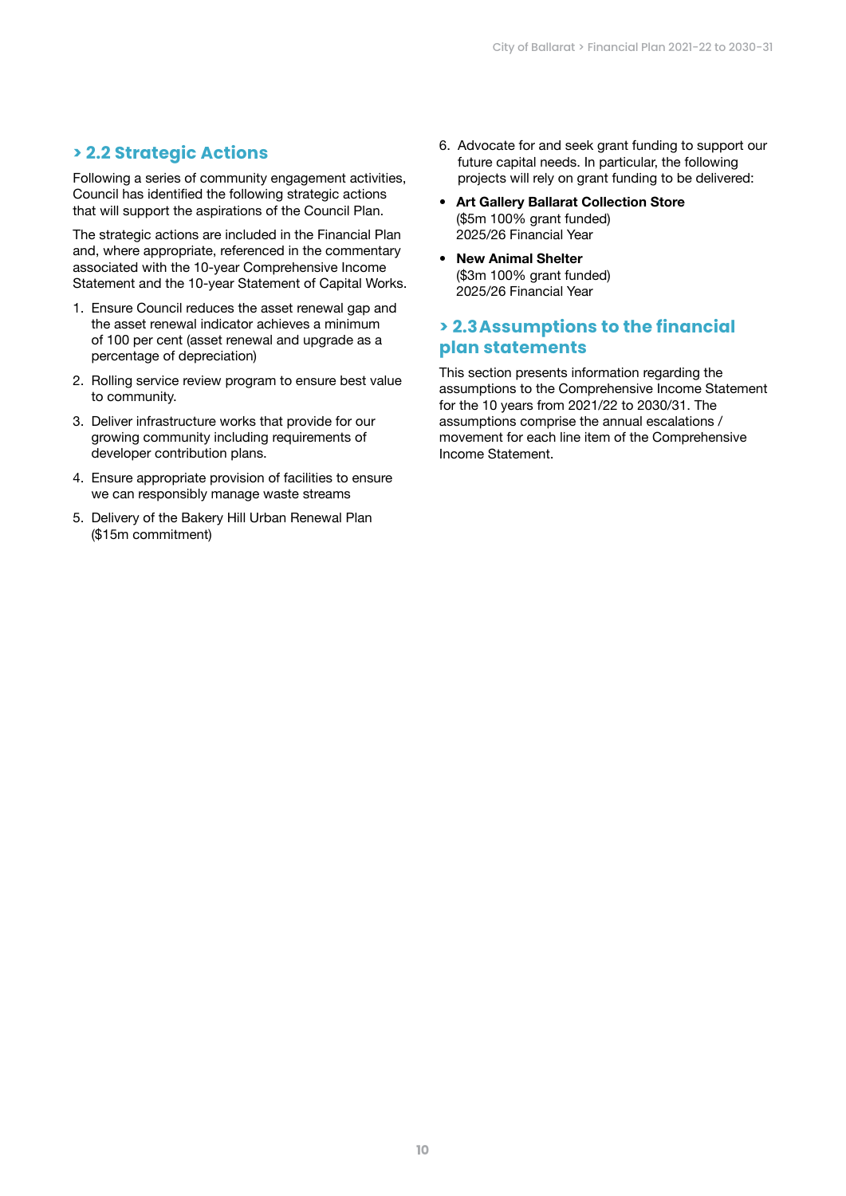## > 2.2 Strategic Actions

Following a series of community engagement activities, Council has identified the following strategic actions that will support the aspirations of the Council Plan.

The strategic actions are included in the Financial Plan and, where appropriate, referenced in the commentary associated with the 10-year Comprehensive Income Statement and the 10-year Statement of Capital Works.

1. Ensure Council reduces the asset renewal gap and the asset renewal indicator achieves a minimum of 100 per cent (asset renewal and upgrade as a percentage of depreciation)
2. Rolling service review program to ensure best value to community.
3. Deliver infrastructure works that provide for our growing community including requirements of developer contribution plans.
4. Ensure appropriate provision of facilities to ensure we can responsibly manage waste streams
5. Delivery of the Bakery Hill Urban Renewal Plan ($15m commitment)
6. Advocate for and seek grant funding to support our future capital needs. In particular, the following projects will rely on grant funding to be delivered:

- **Art Gallery Ballarat Collection Store**
  ($5m 100% grant funded)
  2025/26 Financial Year
- **New Animal Shelter**
  ($3m 100% grant funded)
  2025/26 Financial Year

## > 2.3 Assumptions to the financial plan statements

This section presents information regarding the assumptions to the Comprehensive Income Statement for the 10 years from 2021/22 to 2030/31. The assumptions comprise the annual escalations / movement for each line item of the Comprehensive Income Statement.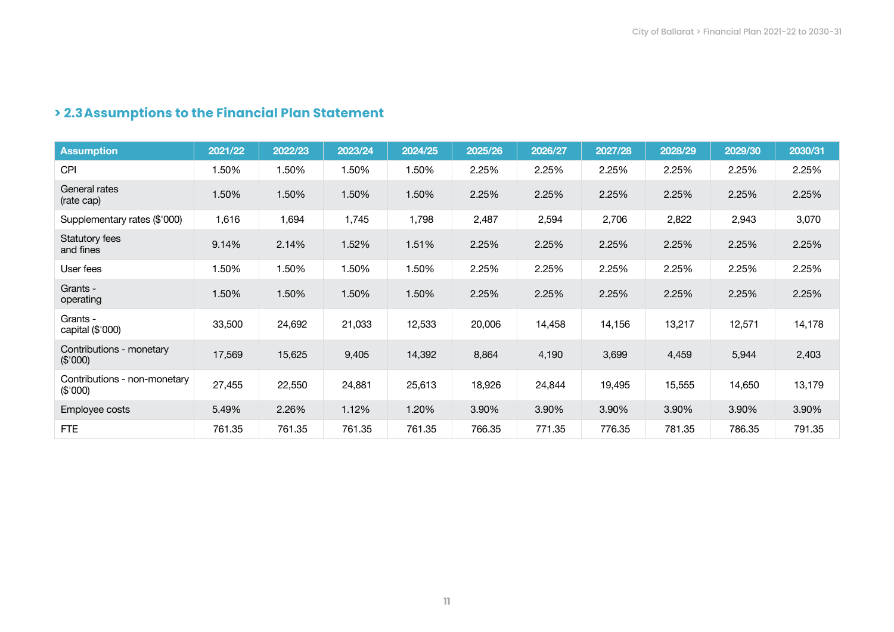## > 2.3 Assumptions to the Financial Plan Statement

| Assumption | 2021/22 | 2022/23 | 2023/24 | 2024/25 | 2025/26 | 2026/27 | 2027/28 | 2028/29 | 2029/30 | 2030/31 |
|---|---|---|---|---|---|---|---|---|---|---|
| CPI | 1.50% | 1.50% | 1.50% | 1.50% | 2.25% | 2.25% | 2.25% | 2.25% | 2.25% | 2.25% |
| General rates (rate cap) | 1.50% | 1.50% | 1.50% | 1.50% | 2.25% | 2.25% | 2.25% | 2.25% | 2.25% | 2.25% |
| Supplementary rates ($'000) | 1,616 | 1,694 | 1,745 | 1,798 | 2,487 | 2,594 | 2,706 | 2,822 | 2,943 | 3,070 |
| Statutory fees and fines | 9.14% | 2.14% | 1.52% | 1.51% | 2.25% | 2.25% | 2.25% | 2.25% | 2.25% | 2.25% |
| User fees | 1.50% | 1.50% | 1.50% | 1.50% | 2.25% | 2.25% | 2.25% | 2.25% | 2.25% | 2.25% |
| Grants - operating | 1.50% | 1.50% | 1.50% | 1.50% | 2.25% | 2.25% | 2.25% | 2.25% | 2.25% | 2.25% |
| Grants - capital ($'000) | 33,500 | 24,692 | 21,033 | 12,533 | 20,006 | 14,458 | 14,156 | 13,217 | 12,571 | 14,178 |
| Contributions - monetary ($'000) | 17,569 | 15,625 | 9,405 | 14,392 | 8,864 | 4,190 | 3,699 | 4,459 | 5,944 | 2,403 |
| Contributions - non-monetary ($'000) | 27,455 | 22,550 | 24,881 | 25,613 | 18,926 | 24,844 | 19,495 | 15,555 | 14,650 | 13,179 |
| Employee costs | 5.49% | 2.26% | 1.12% | 1.20% | 3.90% | 3.90% | 3.90% | 3.90% | 3.90% | 3.90% |
| FTE | 761.35 | 761.35 | 761.35 | 761.35 | 766.35 | 771.35 | 776.35 | 781.35 | 786.35 | 791.35 |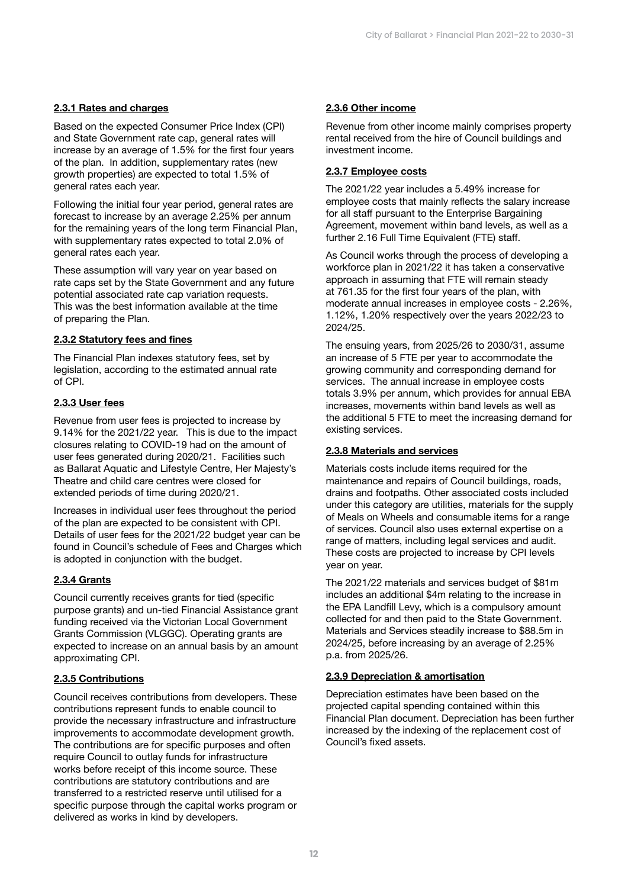#### 2.3.1 Rates and charges

Based on the expected Consumer Price Index (CPI) and State Government rate cap, general rates will increase by an average of 1.5% for the first four years of the plan. In addition, supplementary rates (new growth properties) are expected to total 1.5% of general rates each year.

Following the initial four year period, general rates are forecast to increase by an average 2.25% per annum for the remaining years of the long term Financial Plan, with supplementary rates expected to total 2.0% of general rates each year.

These assumption will vary year on year based on rate caps set by the State Government and any future potential associated rate cap variation requests. This was the best information available at the time of preparing the Plan.

#### 2.3.2 Statutory fees and fines

The Financial Plan indexes statutory fees, set by legislation, according to the estimated annual rate of CPI.

#### 2.3.3 User fees

Revenue from user fees is projected to increase by 9.14% for the 2021/22 year. This is due to the impact closures relating to COVID-19 had on the amount of user fees generated during 2020/21. Facilities such as Ballarat Aquatic and Lifestyle Centre, Her Majesty's Theatre and child care centres were closed for extended periods of time during 2020/21.

Increases in individual user fees throughout the period of the plan are expected to be consistent with CPI. Details of user fees for the 2021/22 budget year can be found in Council's schedule of Fees and Charges which is adopted in conjunction with the budget.

#### 2.3.4 Grants

Council currently receives grants for tied (specific purpose grants) and un-tied Financial Assistance grant funding received via the Victorian Local Government Grants Commission (VLGGC). Operating grants are expected to increase on an annual basis by an amount approximating CPI.

#### 2.3.5 Contributions

Council receives contributions from developers. These contributions represent funds to enable council to provide the necessary infrastructure and infrastructure improvements to accommodate development growth. The contributions are for specific purposes and often require Council to outlay funds for infrastructure works before receipt of this income source. These contributions are statutory contributions and are transferred to a restricted reserve until utilised for a specific purpose through the capital works program or delivered as works in kind by developers.

#### 2.3.6 Other income

Revenue from other income mainly comprises property rental received from the hire of Council buildings and investment income.

#### 2.3.7 Employee costs

The 2021/22 year includes a 5.49% increase for employee costs that mainly reflects the salary increase for all staff pursuant to the Enterprise Bargaining Agreement, movement within band levels, as well as a further 2.16 Full Time Equivalent (FTE) staff.

As Council works through the process of developing a workforce plan in 2021/22 it has taken a conservative approach in assuming that FTE will remain steady at 761.35 for the first four years of the plan, with moderate annual increases in employee costs - 2.26%, 1.12%, 1.20% respectively over the years 2022/23 to 2024/25.

The ensuing years, from 2025/26 to 2030/31, assume an increase of 5 FTE per year to accommodate the growing community and corresponding demand for services. The annual increase in employee costs totals 3.9% per annum, which provides for annual EBA increases, movements within band levels as well as the additional 5 FTE to meet the increasing demand for existing services.

#### 2.3.8 Materials and services

Materials costs include items required for the maintenance and repairs of Council buildings, roads, drains and footpaths. Other associated costs included under this category are utilities, materials for the supply of Meals on Wheels and consumable items for a range of services. Council also uses external expertise on a range of matters, including legal services and audit. These costs are projected to increase by CPI levels year on year.

The 2021/22 materials and services budget of $81m includes an additional $4m relating to the increase in the EPA Landfill Levy, which is a compulsory amount collected for and then paid to the State Government. Materials and Services steadily increase to $88.5m in 2024/25, before increasing by an average of 2.25% p.a. from 2025/26.

#### 2.3.9 Depreciation & amortisation

Depreciation estimates have been based on the projected capital spending contained within this Financial Plan document. Depreciation has been further increased by the indexing of the replacement cost of Council's fixed assets.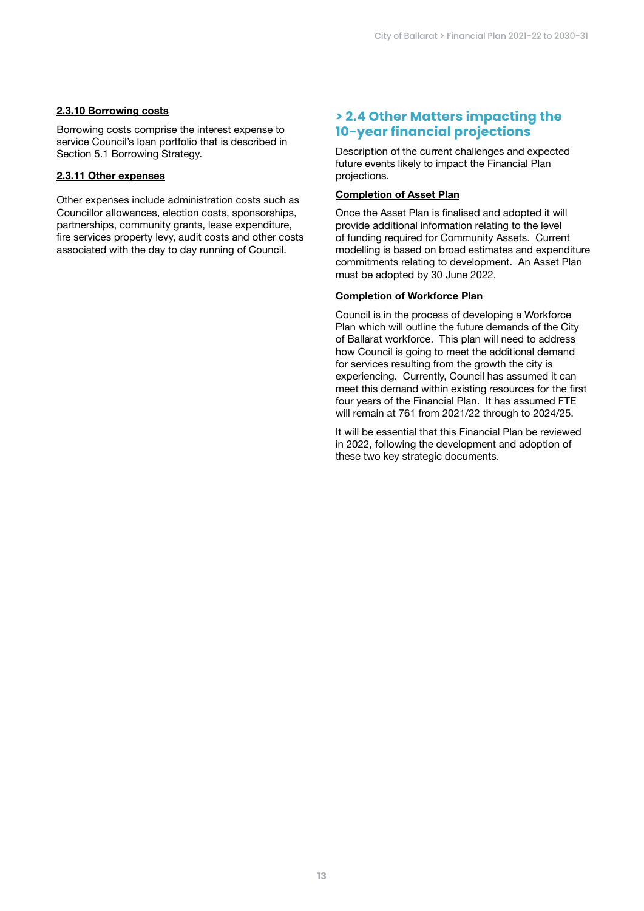#### 2.3.10 Borrowing costs

Borrowing costs comprise the interest expense to service Council's loan portfolio that is described in Section 5.1 Borrowing Strategy.

#### 2.3.11 Other expenses

Other expenses include administration costs such as Councillor allowances, election costs, sponsorships, partnerships, community grants, lease expenditure, fire services property levy, audit costs and other costs associated with the day to day running of Council.

## > 2.4 Other Matters impacting the 10-year financial projections

Description of the current challenges and expected future events likely to impact the Financial Plan projections.

#### Completion of Asset Plan

Once the Asset Plan is finalised and adopted it will provide additional information relating to the level of funding required for Community Assets. Current modelling is based on broad estimates and expenditure commitments relating to development. An Asset Plan must be adopted by 30 June 2022.

#### Completion of Workforce Plan

Council is in the process of developing a Workforce Plan which will outline the future demands of the City of Ballarat workforce. This plan will need to address how Council is going to meet the additional demand for services resulting from the growth the city is experiencing. Currently, Council has assumed it can meet this demand within existing resources for the first four years of the Financial Plan. It has assumed FTE will remain at 761 from 2021/22 through to 2024/25.

It will be essential that this Financial Plan be reviewed in 2022, following the development and adoption of these two key strategic documents.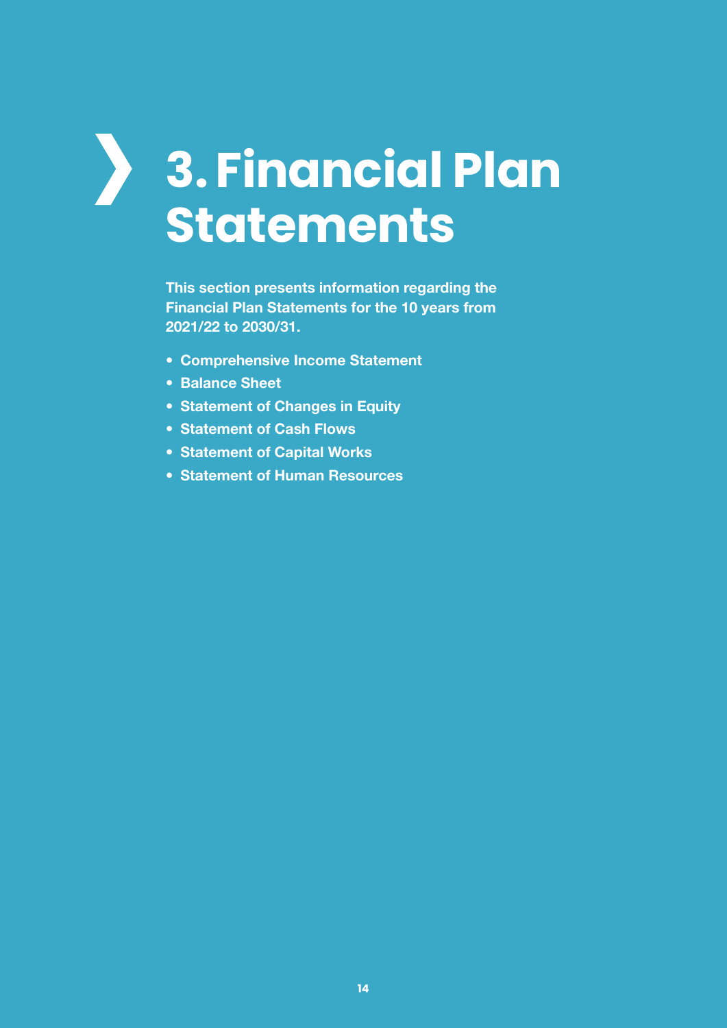# 3. Financial Plan Statements

**This section presents information regarding the Financial Plan Statements for the 10 years from 2021/22 to 2030/31.**

- **Comprehensive Income Statement**
- **Balance Sheet**
- **Statement of Changes in Equity**
- **Statement of Cash Flows**
- **Statement of Capital Works**
- **Statement of Human Resources**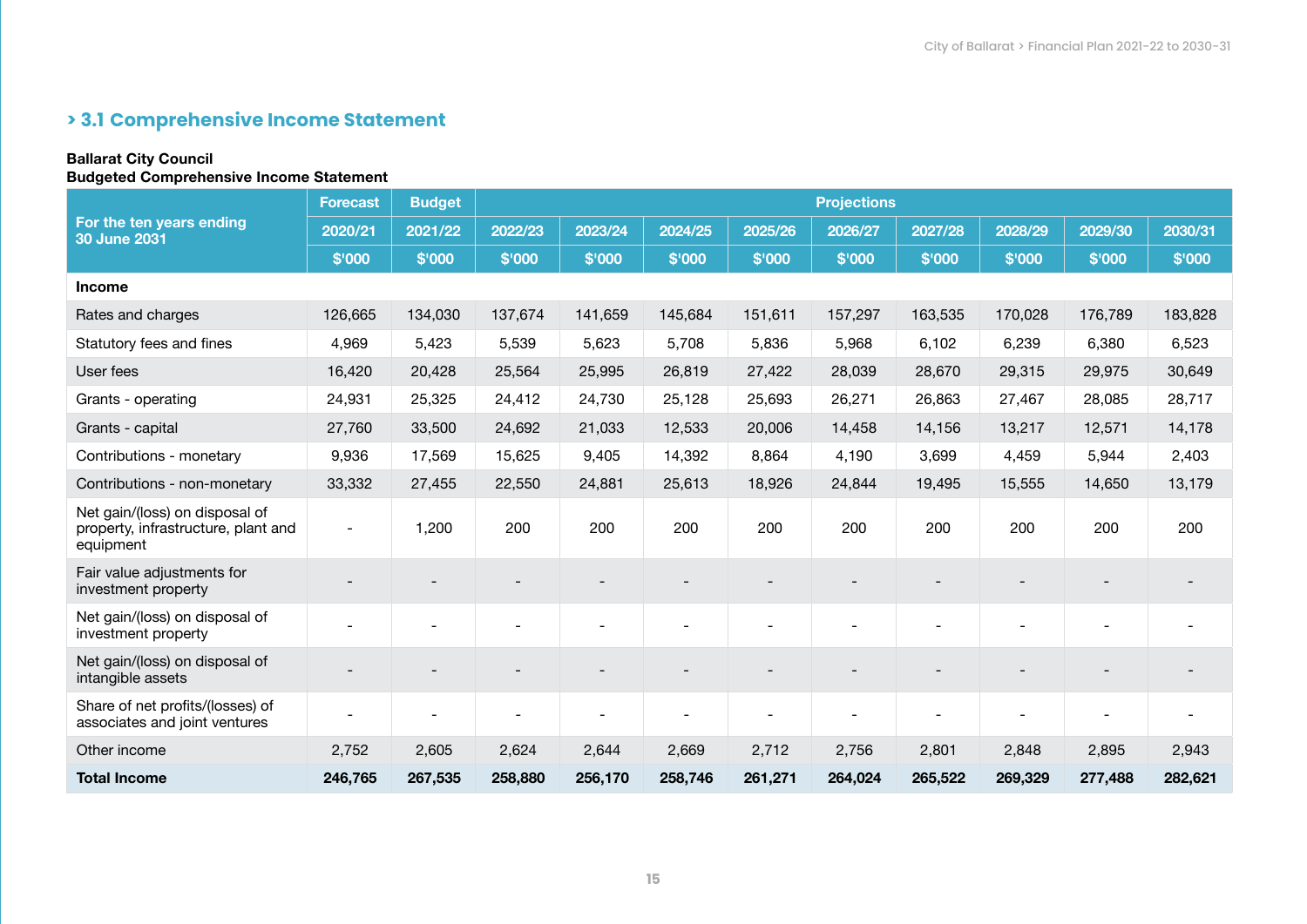## > 3.1 Comprehensive Income Statement

**Ballarat City Council**
**Budgeted Comprehensive Income Statement**

| For the ten years ending 30 June 2031 | Forecast | Budget | Projections | | | | | | | | |
|---|---|---|---|---|---|---|---|---|---|---|---|
| | 2020/21 | 2021/22 | 2022/23 | 2023/24 | 2024/25 | 2025/26 | 2026/27 | 2027/28 | 2028/29 | 2029/30 | 2030/31 |
| | $'000 | $'000 | $'000 | $'000 | $'000 | $'000 | $'000 | $'000 | $'000 | $'000 | $'000 |
| **Income** | | | | | | | | | | | |
| Rates and charges | 126,665 | 134,030 | 137,674 | 141,659 | 145,684 | 151,611 | 157,297 | 163,535 | 170,028 | 176,789 | 183,828 |
| Statutory fees and fines | 4,969 | 5,423 | 5,539 | 5,623 | 5,708 | 5,836 | 5,968 | 6,102 | 6,239 | 6,380 | 6,523 |
| User fees | 16,420 | 20,428 | 25,564 | 25,995 | 26,819 | 27,422 | 28,039 | 28,670 | 29,315 | 29,975 | 30,649 |
| Grants - operating | 24,931 | 25,325 | 24,412 | 24,730 | 25,128 | 25,693 | 26,271 | 26,863 | 27,467 | 28,085 | 28,717 |
| Grants - capital | 27,760 | 33,500 | 24,692 | 21,033 | 12,533 | 20,006 | 14,458 | 14,156 | 13,217 | 12,571 | 14,178 |
| Contributions - monetary | 9,936 | 17,569 | 15,625 | 9,405 | 14,392 | 8,864 | 4,190 | 3,699 | 4,459 | 5,944 | 2,403 |
| Contributions - non-monetary | 33,332 | 27,455 | 22,550 | 24,881 | 25,613 | 18,926 | 24,844 | 19,495 | 15,555 | 14,650 | 13,179 |
| Net gain/(loss) on disposal of property, infrastructure, plant and equipment | - | 1,200 | 200 | 200 | 200 | 200 | 200 | 200 | 200 | 200 | 200 |
| Fair value adjustments for investment property | - | - | - | - | - | - | - | - | - | - | - |
| Net gain/(loss) on disposal of investment property | - | - | - | - | - | - | - | - | - | - | - |
| Net gain/(loss) on disposal of intangible assets | - | - | - | - | - | - | - | - | - | - | - |
| Share of net profits/(losses) of associates and joint ventures | - | - | - | - | - | - | - | - | - | - | - |
| Other income | 2,752 | 2,605 | 2,624 | 2,644 | 2,669 | 2,712 | 2,756 | 2,801 | 2,848 | 2,895 | 2,943 |
| **Total Income** | **246,765** | **267,535** | **258,880** | **256,170** | **258,746** | **261,271** | **264,024** | **265,522** | **269,329** | **277,488** | **282,621** |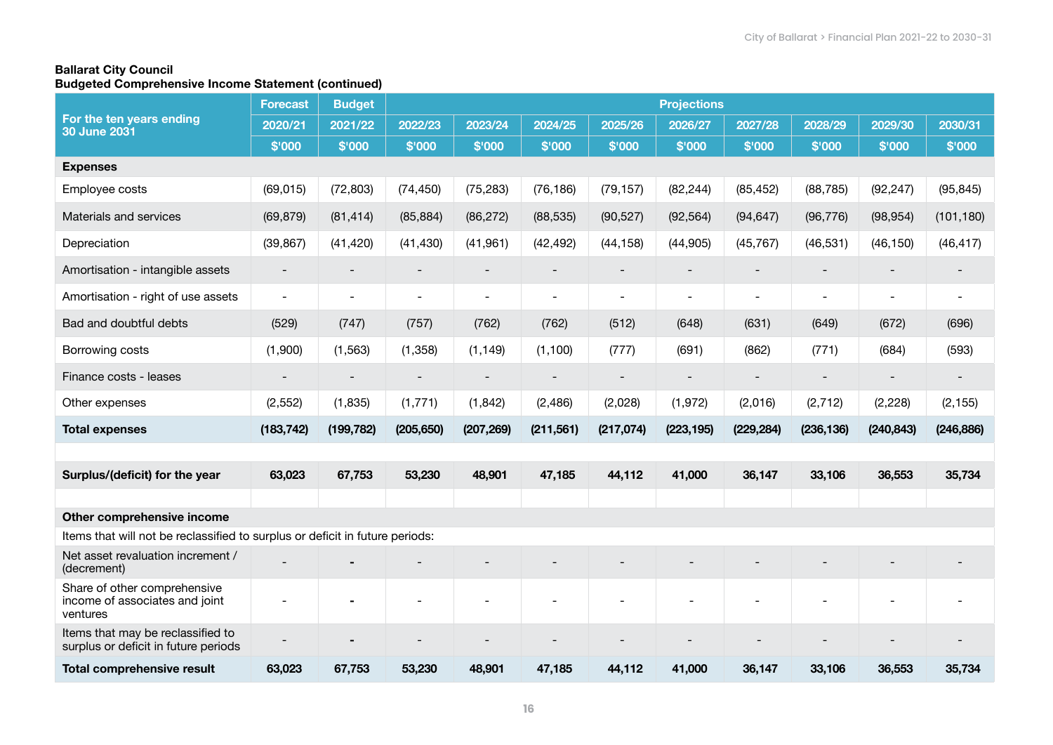**Ballarat City Council**
**Budgeted Comprehensive Income Statement (continued)**

| For the ten years ending 30 June 2031 | Forecast | Budget | Projections | | | | | | | | |
|---|---|---|---|---|---|---|---|---|---|---|---|
| | 2020/21 | 2021/22 | 2022/23 | 2023/24 | 2024/25 | 2025/26 | 2026/27 | 2027/28 | 2028/29 | 2029/30 | 2030/31 |
| | $'000 | $'000 | $'000 | $'000 | $'000 | $'000 | $'000 | $'000 | $'000 | $'000 | $'000 |
| **Expenses** | | | | | | | | | | | |
| Employee costs | (69,015) | (72,803) | (74,450) | (75,283) | (76,186) | (79,157) | (82,244) | (85,452) | (88,785) | (92,247) | (95,845) |
| Materials and services | (69,879) | (81,414) | (85,884) | (86,272) | (88,535) | (90,527) | (92,564) | (94,647) | (96,776) | (98,954) | (101,180) |
| Depreciation | (39,867) | (41,420) | (41,430) | (41,961) | (42,492) | (44,158) | (44,905) | (45,767) | (46,531) | (46,150) | (46,417) |
| Amortisation - intangible assets | - | - | - | - | - | - | - | - | - | - | - |
| Amortisation - right of use assets | - | - | - | - | - | - | - | - | - | - | - |
| Bad and doubtful debts | (529) | (747) | (757) | (762) | (762) | (512) | (648) | (631) | (649) | (672) | (696) |
| Borrowing costs | (1,900) | (1,563) | (1,358) | (1,149) | (1,100) | (777) | (691) | (862) | (771) | (684) | (593) |
| Finance costs - leases | - | - | - | - | - | - | - | - | - | - | - |
| Other expenses | (2,552) | (1,835) | (1,771) | (1,842) | (2,486) | (2,028) | (1,972) | (2,016) | (2,712) | (2,228) | (2,155) |
| **Total expenses** | **(183,742)** | **(199,782)** | **(205,650)** | **(207,269)** | **(211,561)** | **(217,074)** | **(223,195)** | **(229,284)** | **(236,136)** | **(240,843)** | **(246,886)** |
| | | | | | | | | | | | |
| **Surplus/(deficit) for the year** | **63,023** | **67,753** | **53,230** | **48,901** | **47,185** | **44,112** | **41,000** | **36,147** | **33,106** | **36,553** | **35,734** |
| | | | | | | | | | | | |
| **Other comprehensive income** | | | | | | | | | | | |
| Items that will not be reclassified to surplus or deficit in future periods: | | | | | | | | | | | |
| Net asset revaluation increment / (decrement) | - | - | - | - | - | - | - | - | - | - | - |
| Share of other comprehensive income of associates and joint ventures | - | - | - | - | - | - | - | - | - | - | - |
| Items that may be reclassified to surplus or deficit in future periods | - | - | - | - | - | - | - | - | - | - | - |
| **Total comprehensive result** | **63,023** | **67,753** | **53,230** | **48,901** | **47,185** | **44,112** | **41,000** | **36,147** | **33,106** | **36,553** | **35,734** |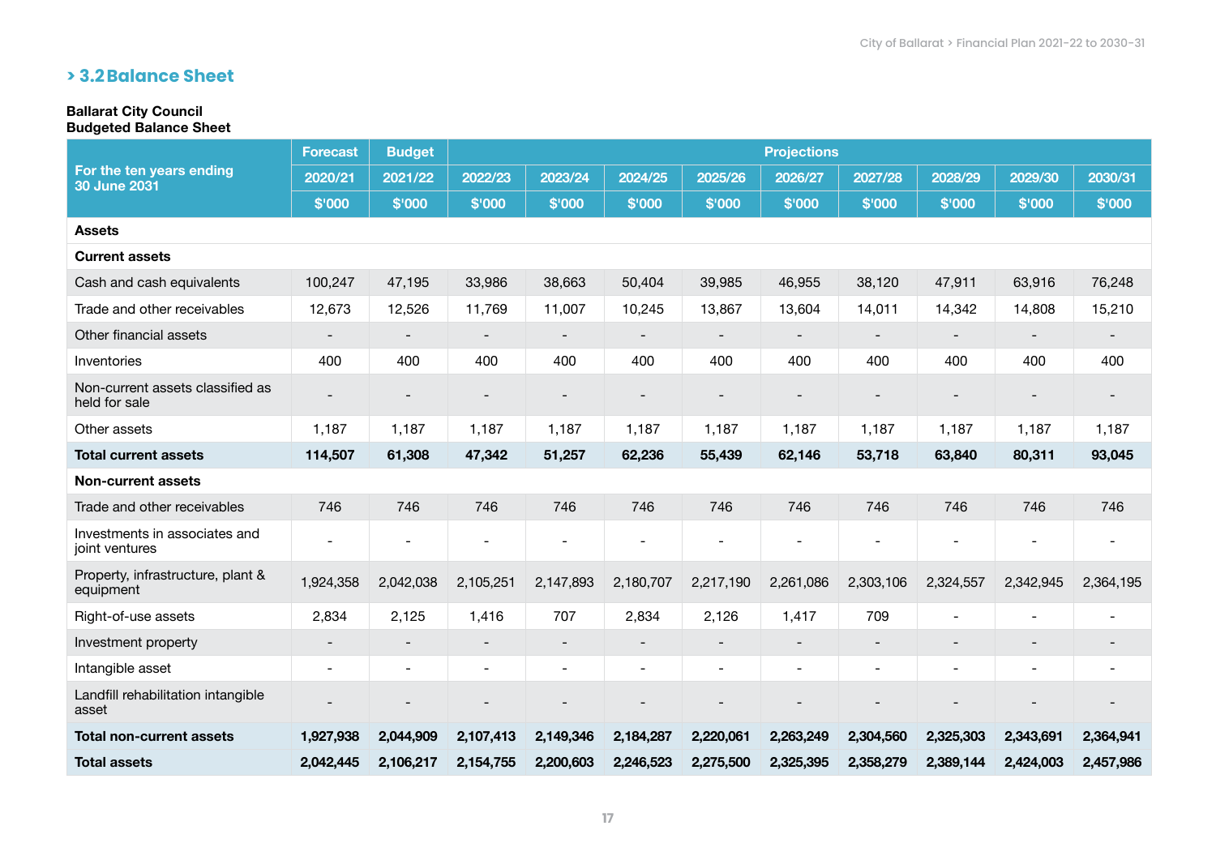## > 3.2 Balance Sheet

**Ballarat City Council**
**Budgeted Balance Sheet**

| For the ten years ending 30 June 2031 | Forecast | Budget | Projections | | | | | | | | |
|---|---|---|---|---|---|---|---|---|---|---|---|
| | 2020/21 | 2021/22 | 2022/23 | 2023/24 | 2024/25 | 2025/26 | 2026/27 | 2027/28 | 2028/29 | 2029/30 | 2030/31 |
| | $'000 | $'000 | $'000 | $'000 | $'000 | $'000 | $'000 | $'000 | $'000 | $'000 | $'000 |
| **Assets** | | | | | | | | | | | |
| **Current assets** | | | | | | | | | | | |
| Cash and cash equivalents | 100,247 | 47,195 | 33,986 | 38,663 | 50,404 | 39,985 | 46,955 | 38,120 | 47,911 | 63,916 | 76,248 |
| Trade and other receivables | 12,673 | 12,526 | 11,769 | 11,007 | 10,245 | 13,867 | 13,604 | 14,011 | 14,342 | 14,808 | 15,210 |
| Other financial assets | - | - | - | - | - | - | - | - | - | - | - |
| Inventories | 400 | 400 | 400 | 400 | 400 | 400 | 400 | 400 | 400 | 400 | 400 |
| Non-current assets classified as held for sale | - | - | - | - | - | - | - | - | - | - | - |
| Other assets | 1,187 | 1,187 | 1,187 | 1,187 | 1,187 | 1,187 | 1,187 | 1,187 | 1,187 | 1,187 | 1,187 |
| **Total current assets** | **114,507** | **61,308** | **47,342** | **51,257** | **62,236** | **55,439** | **62,146** | **53,718** | **63,840** | **80,311** | **93,045** |
| **Non-current assets** | | | | | | | | | | | |
| Trade and other receivables | 746 | 746 | 746 | 746 | 746 | 746 | 746 | 746 | 746 | 746 | 746 |
| Investments in associates and joint ventures | - | - | - | - | - | - | - | - | - | - | - |
| Property, infrastructure, plant & equipment | 1,924,358 | 2,042,038 | 2,105,251 | 2,147,893 | 2,180,707 | 2,217,190 | 2,261,086 | 2,303,106 | 2,324,557 | 2,342,945 | 2,364,195 |
| Right-of-use assets | 2,834 | 2,125 | 1,416 | 707 | 2,834 | 2,126 | 1,417 | 709 | - | - | - |
| Investment property | - | - | - | - | - | - | - | - | - | - | - |
| Intangible asset | - | - | - | - | - | - | - | - | - | - | - |
| Landfill rehabilitation intangible asset | - | - | - | - | - | - | - | - | - | - | - |
| **Total non-current assets** | **1,927,938** | **2,044,909** | **2,107,413** | **2,149,346** | **2,184,287** | **2,220,061** | **2,263,249** | **2,304,560** | **2,325,303** | **2,343,691** | **2,364,941** |
| **Total assets** | **2,042,445** | **2,106,217** | **2,154,755** | **2,200,603** | **2,246,523** | **2,275,500** | **2,325,395** | **2,358,279** | **2,389,144** | **2,424,003** | **2,457,986** |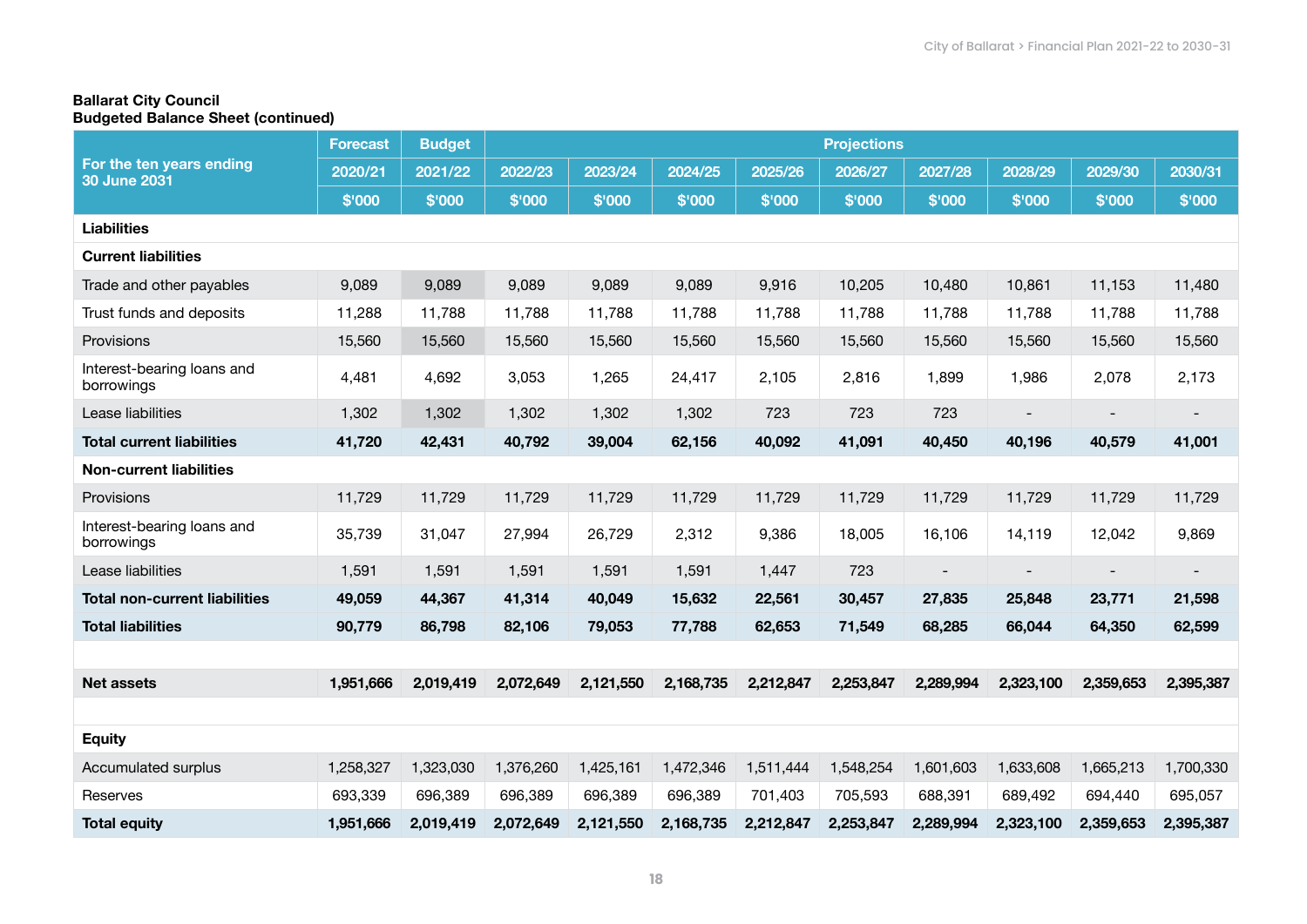**Ballarat City Council**
**Budgeted Balance Sheet (continued)**

| For the ten years ending 30 June 2031 | Forecast | Budget | Projections | | | | | | | | |
|---|---|---|---|---|---|---|---|---|---|---|---|
| | 2020/21 | 2021/22 | 2022/23 | 2023/24 | 2024/25 | 2025/26 | 2026/27 | 2027/28 | 2028/29 | 2029/30 | 2030/31 |
| | $'000 | $'000 | $'000 | $'000 | $'000 | $'000 | $'000 | $'000 | $'000 | $'000 | $'000 |
| **Liabilities** | | | | | | | | | | | |
| **Current liabilities** | | | | | | | | | | | |
| Trade and other payables | 9,089 | 9,089 | 9,089 | 9,089 | 9,089 | 9,916 | 10,205 | 10,480 | 10,861 | 11,153 | 11,480 |
| Trust funds and deposits | 11,288 | 11,788 | 11,788 | 11,788 | 11,788 | 11,788 | 11,788 | 11,788 | 11,788 | 11,788 | 11,788 |
| Provisions | 15,560 | 15,560 | 15,560 | 15,560 | 15,560 | 15,560 | 15,560 | 15,560 | 15,560 | 15,560 | 15,560 |
| Interest-bearing loans and borrowings | 4,481 | 4,692 | 3,053 | 1,265 | 24,417 | 2,105 | 2,816 | 1,899 | 1,986 | 2,078 | 2,173 |
| Lease liabilities | 1,302 | 1,302 | 1,302 | 1,302 | 1,302 | 723 | 723 | 723 | - | - | - |
| **Total current liabilities** | **41,720** | **42,431** | **40,792** | **39,004** | **62,156** | **40,092** | **41,091** | **40,450** | **40,196** | **40,579** | **41,001** |
| **Non-current liabilities** | | | | | | | | | | | |
| Provisions | 11,729 | 11,729 | 11,729 | 11,729 | 11,729 | 11,729 | 11,729 | 11,729 | 11,729 | 11,729 | 11,729 |
| Interest-bearing loans and borrowings | 35,739 | 31,047 | 27,994 | 26,729 | 2,312 | 9,386 | 18,005 | 16,106 | 14,119 | 12,042 | 9,869 |
| Lease liabilities | 1,591 | 1,591 | 1,591 | 1,591 | 1,591 | 1,447 | 723 | - | - | - | - |
| **Total non-current liabilities** | **49,059** | **44,367** | **41,314** | **40,049** | **15,632** | **22,561** | **30,457** | **27,835** | **25,848** | **23,771** | **21,598** |
| **Total liabilities** | **90,779** | **86,798** | **82,106** | **79,053** | **77,788** | **62,653** | **71,549** | **68,285** | **66,044** | **64,350** | **62,599** |
| | | | | | | | | | | | |
| **Net assets** | **1,951,666** | **2,019,419** | **2,072,649** | **2,121,550** | **2,168,735** | **2,212,847** | **2,253,847** | **2,289,994** | **2,323,100** | **2,359,653** | **2,395,387** |
| | | | | | | | | | | | |
| **Equity** | | | | | | | | | | | |
| Accumulated surplus | 1,258,327 | 1,323,030 | 1,376,260 | 1,425,161 | 1,472,346 | 1,511,444 | 1,548,254 | 1,601,603 | 1,633,608 | 1,665,213 | 1,700,330 |
| Reserves | 693,339 | 696,389 | 696,389 | 696,389 | 696,389 | 701,403 | 705,593 | 688,391 | 689,492 | 694,440 | 695,057 |
| **Total equity** | **1,951,666** | **2,019,419** | **2,072,649** | **2,121,550** | **2,168,735** | **2,212,847** | **2,253,847** | **2,289,994** | **2,323,100** | **2,359,653** | **2,395,387** |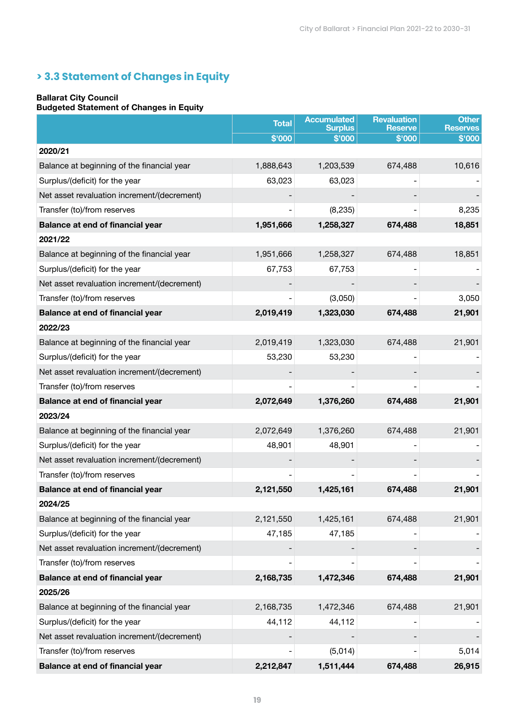## > 3.3 Statement of Changes in Equity

**Ballarat City Council**
**Budgeted Statement of Changes in Equity**

| | Total | Accumulated Surplus | Revaluation Reserve | Other Reserves |
|---|---|---|---|---|
| | $'000 | $'000 | $'000 | $'000 |
| **2020/21** | | | | |
| Balance at beginning of the financial year | 1,888,643 | 1,203,539 | 674,488 | 10,616 |
| Surplus/(deficit) for the year | 63,023 | 63,023 | - | - |
| Net asset revaluation increment/(decrement) | - | - | - | - |
| Transfer (to)/from reserves | - | (8,235) | - | 8,235 |
| **Balance at end of financial year** | **1,951,666** | **1,258,327** | **674,488** | **18,851** |
| **2021/22** | | | | |
| Balance at beginning of the financial year | 1,951,666 | 1,258,327 | 674,488 | 18,851 |
| Surplus/(deficit) for the year | 67,753 | 67,753 | - | - |
| Net asset revaluation increment/(decrement) | - | - | - | - |
| Transfer (to)/from reserves | - | (3,050) | - | 3,050 |
| **Balance at end of financial year** | **2,019,419** | **1,323,030** | **674,488** | **21,901** |
| **2022/23** | | | | |
| Balance at beginning of the financial year | 2,019,419 | 1,323,030 | 674,488 | 21,901 |
| Surplus/(deficit) for the year | 53,230 | 53,230 | - | - |
| Net asset revaluation increment/(decrement) | - | - | - | - |
| Transfer (to)/from reserves | - | - | - | - |
| **Balance at end of financial year** | **2,072,649** | **1,376,260** | **674,488** | **21,901** |
| **2023/24** | | | | |
| Balance at beginning of the financial year | 2,072,649 | 1,376,260 | 674,488 | 21,901 |
| Surplus/(deficit) for the year | 48,901 | 48,901 | - | - |
| Net asset revaluation increment/(decrement) | - | - | - | - |
| Transfer (to)/from reserves | - | - | - | - |
| **Balance at end of financial year** | **2,121,550** | **1,425,161** | **674,488** | **21,901** |
| **2024/25** | | | | |
| Balance at beginning of the financial year | 2,121,550 | 1,425,161 | 674,488 | 21,901 |
| Surplus/(deficit) for the year | 47,185 | 47,185 | - | - |
| Net asset revaluation increment/(decrement) | - | - | - | - |
| Transfer (to)/from reserves | - | - | - | - |
| **Balance at end of financial year** | **2,168,735** | **1,472,346** | **674,488** | **21,901** |
| **2025/26** | | | | |
| Balance at beginning of the financial year | 2,168,735 | 1,472,346 | 674,488 | 21,901 |
| Surplus/(deficit) for the year | 44,112 | 44,112 | - | - |
| Net asset revaluation increment/(decrement) | - | - | - | - |
| Transfer (to)/from reserves | - | (5,014) | - | 5,014 |
| **Balance at end of financial year** | **2,212,847** | **1,511,444** | **674,488** | **26,915** |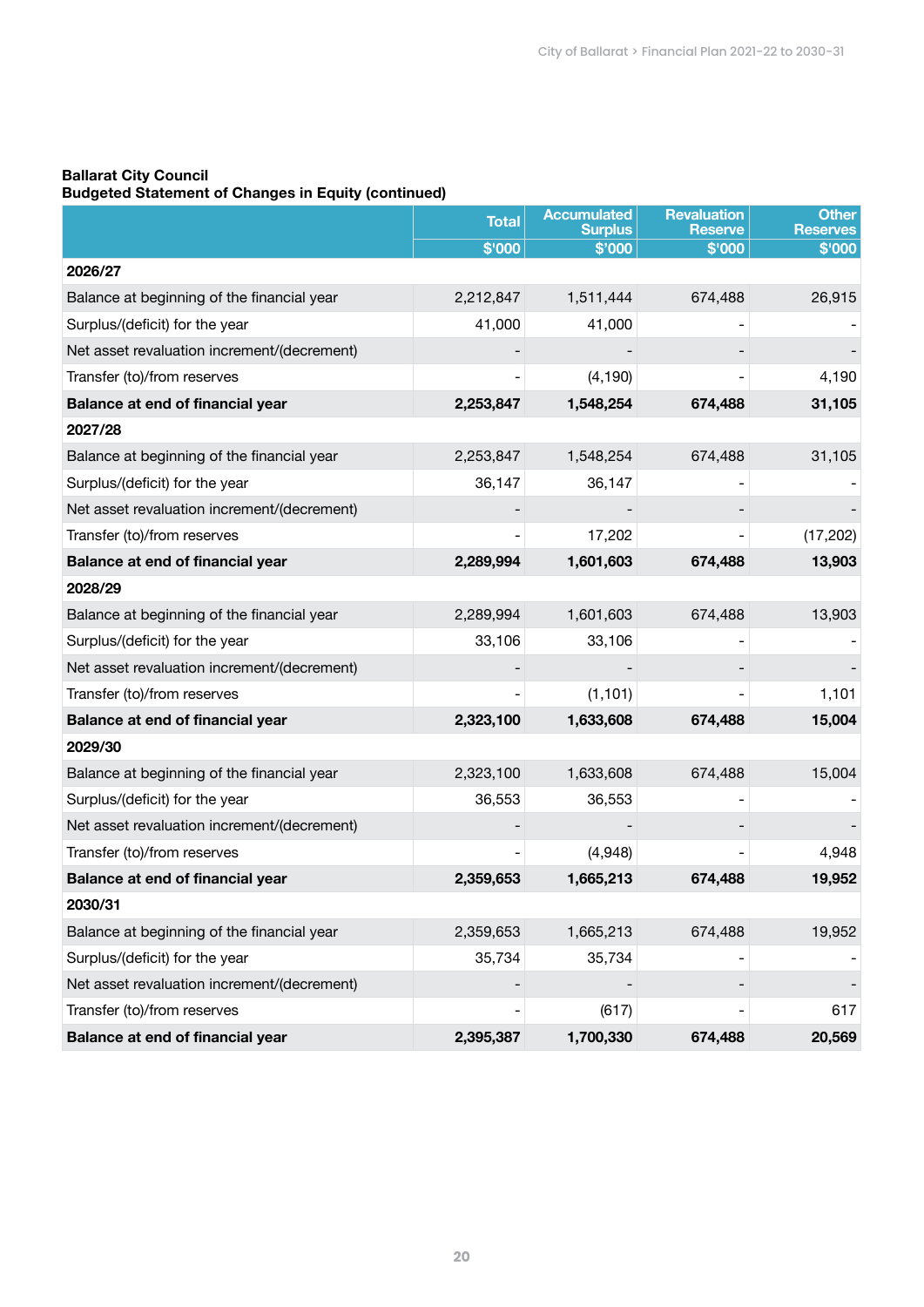**Ballarat City Council**
**Budgeted Statement of Changes in Equity (continued)**

| | Total | Accumulated Surplus | Revaluation Reserve | Other Reserves |
|---|---|---|---|---|
| | $'000 | $'000 | $'000 | $'000 |
| **2026/27** | | | | |
| Balance at beginning of the financial year | 2,212,847 | 1,511,444 | 674,488 | 26,915 |
| Surplus/(deficit) for the year | 41,000 | 41,000 | - | - |
| Net asset revaluation increment/(decrement) | - | - | - | - |
| Transfer (to)/from reserves | - | (4,190) | - | 4,190 |
| **Balance at end of financial year** | **2,253,847** | **1,548,254** | **674,488** | **31,105** |
| **2027/28** | | | | |
| Balance at beginning of the financial year | 2,253,847 | 1,548,254 | 674,488 | 31,105 |
| Surplus/(deficit) for the year | 36,147 | 36,147 | - | - |
| Net asset revaluation increment/(decrement) | - | - | - | - |
| Transfer (to)/from reserves | - | 17,202 | - | (17,202) |
| **Balance at end of financial year** | **2,289,994** | **1,601,603** | **674,488** | **13,903** |
| **2028/29** | | | | |
| Balance at beginning of the financial year | 2,289,994 | 1,601,603 | 674,488 | 13,903 |
| Surplus/(deficit) for the year | 33,106 | 33,106 | - | - |
| Net asset revaluation increment/(decrement) | - | - | - | - |
| Transfer (to)/from reserves | - | (1,101) | - | 1,101 |
| **Balance at end of financial year** | **2,323,100** | **1,633,608** | **674,488** | **15,004** |
| **2029/30** | | | | |
| Balance at beginning of the financial year | 2,323,100 | 1,633,608 | 674,488 | 15,004 |
| Surplus/(deficit) for the year | 36,553 | 36,553 | - | - |
| Net asset revaluation increment/(decrement) | - | - | - | - |
| Transfer (to)/from reserves | - | (4,948) | - | 4,948 |
| **Balance at end of financial year** | **2,359,653** | **1,665,213** | **674,488** | **19,952** |
| **2030/31** | | | | |
| Balance at beginning of the financial year | 2,359,653 | 1,665,213 | 674,488 | 19,952 |
| Surplus/(deficit) for the year | 35,734 | 35,734 | - | - |
| Net asset revaluation increment/(decrement) | - | - | - | - |
| Transfer (to)/from reserves | - | (617) | - | 617 |
| **Balance at end of financial year** | **2,395,387** | **1,700,330** | **674,488** | **20,569** |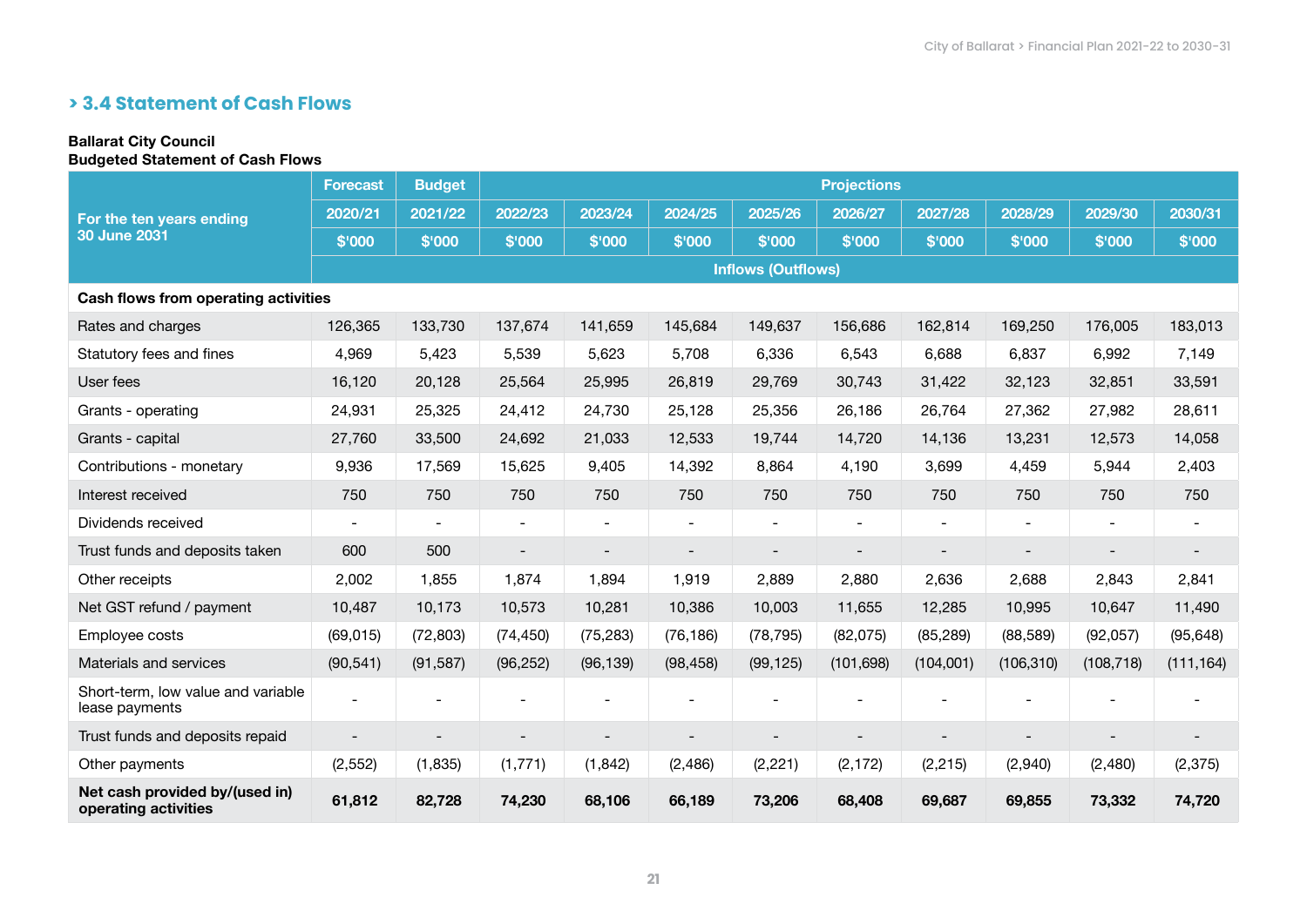## > 3.4 Statement of Cash Flows

**Ballarat City Council**
**Budgeted Statement of Cash Flows**

| For the ten years ending 30 June 2031 | Forecast | Budget | Projections | | | | | | | | |
|---|---|---|---|---|---|---|---|---|---|---|---|
| | 2020/21 | 2021/22 | 2022/23 | 2023/24 | 2024/25 | 2025/26 | 2026/27 | 2027/28 | 2028/29 | 2029/30 | 2030/31 |
| | $'000 | $'000 | $'000 | $'000 | $'000 | $'000 | $'000 | $'000 | $'000 | $'000 | $'000 |
| | Inflows (Outflows) | | | | | | | | | | |
| **Cash flows from operating activities** | | | | | | | | | | | |
| Rates and charges | 126,365 | 133,730 | 137,674 | 141,659 | 145,684 | 149,637 | 156,686 | 162,814 | 169,250 | 176,005 | 183,013 |
| Statutory fees and fines | 4,969 | 5,423 | 5,539 | 5,623 | 5,708 | 6,336 | 6,543 | 6,688 | 6,837 | 6,992 | 7,149 |
| User fees | 16,120 | 20,128 | 25,564 | 25,995 | 26,819 | 29,769 | 30,743 | 31,422 | 32,123 | 32,851 | 33,591 |
| Grants - operating | 24,931 | 25,325 | 24,412 | 24,730 | 25,128 | 25,356 | 26,186 | 26,764 | 27,362 | 27,982 | 28,611 |
| Grants - capital | 27,760 | 33,500 | 24,692 | 21,033 | 12,533 | 19,744 | 14,720 | 14,136 | 13,231 | 12,573 | 14,058 |
| Contributions - monetary | 9,936 | 17,569 | 15,625 | 9,405 | 14,392 | 8,864 | 4,190 | 3,699 | 4,459 | 5,944 | 2,403 |
| Interest received | 750 | 750 | 750 | 750 | 750 | 750 | 750 | 750 | 750 | 750 | 750 |
| Dividends received | - | - | - | - | - | - | - | - | - | - | - |
| Trust funds and deposits taken | 600 | 500 | - | - | - | - | - | - | - | - | - |
| Other receipts | 2,002 | 1,855 | 1,874 | 1,894 | 1,919 | 2,889 | 2,880 | 2,636 | 2,688 | 2,843 | 2,841 |
| Net GST refund / payment | 10,487 | 10,173 | 10,573 | 10,281 | 10,386 | 10,003 | 11,655 | 12,285 | 10,995 | 10,647 | 11,490 |
| Employee costs | (69,015) | (72,803) | (74,450) | (75,283) | (76,186) | (78,795) | (82,075) | (85,289) | (88,589) | (92,057) | (95,648) |
| Materials and services | (90,541) | (91,587) | (96,252) | (96,139) | (98,458) | (99,125) | (101,698) | (104,001) | (106,310) | (108,718) | (111,164) |
| Short-term, low value and variable lease payments | - | - | - | - | - | - | - | - | - | - | - |
| Trust funds and deposits repaid | - | - | - | - | - | - | - | - | - | - | - |
| Other payments | (2,552) | (1,835) | (1,771) | (1,842) | (2,486) | (2,221) | (2,172) | (2,215) | (2,940) | (2,480) | (2,375) |
| **Net cash provided by/(used in) operating activities** | **61,812** | **82,728** | **74,230** | **68,106** | **66,189** | **73,206** | **68,408** | **69,687** | **69,855** | **73,332** | **74,720** |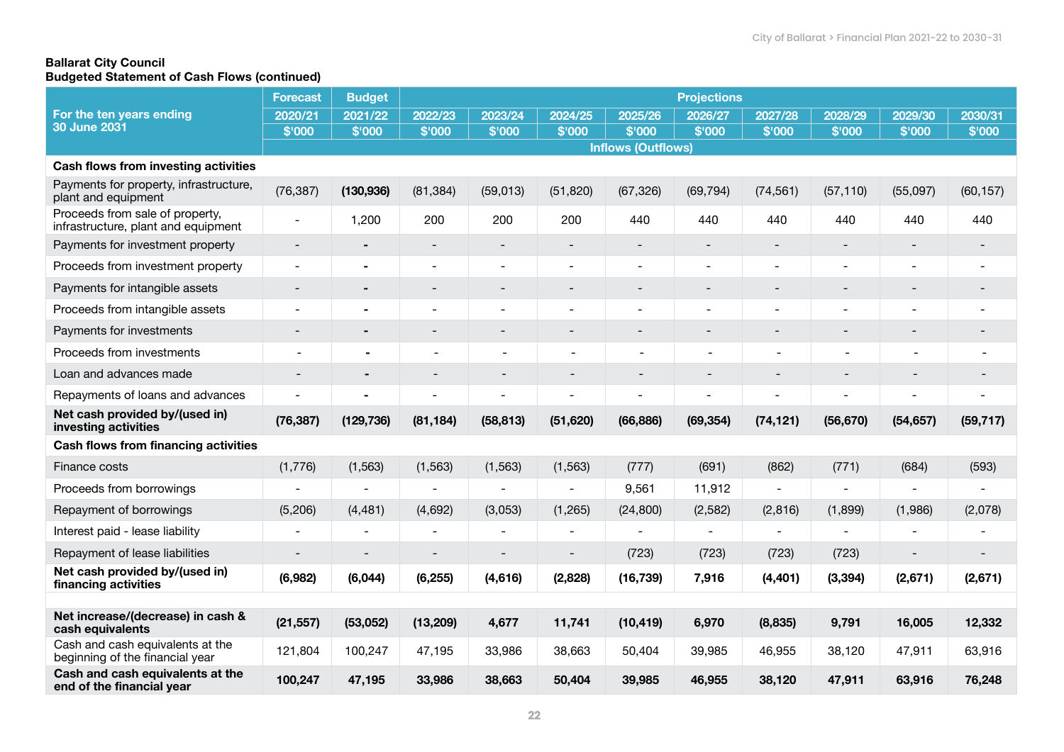**Ballarat City Council**
**Budgeted Statement of Cash Flows (continued)**

| For the ten years ending 30 June 2031 | Forecast | Budget | Projections | | | | | | | | |
|---|---|---|---|---|---|---|---|---|---|---|---|
| | 2020/21 | 2021/22 | 2022/23 | 2023/24 | 2024/25 | 2025/26 | 2026/27 | 2027/28 | 2028/29 | 2029/30 | 2030/31 |
| | $'000 | $'000 | $'000 | $'000 | $'000 | $'000 | $'000 | $'000 | $'000 | $'000 | $'000 |
| | Inflows (Outflows) | | | | | | | | | | |
| **Cash flows from investing activities** | | | | | | | | | | | |
| Payments for property, infrastructure, plant and equipment | (76,387) | **(130,936)** | (81,384) | (59,013) | (51,820) | (67,326) | (69,794) | (74,561) | (57,110) | (55,097) | (60,157) |
| Proceeds from sale of property, infrastructure, plant and equipment | - | 1,200 | 200 | 200 | 200 | 440 | 440 | 440 | 440 | 440 | 440 |
| Payments for investment property | - | - | - | - | - | - | - | - | - | - | - |
| Proceeds from investment property | - | - | - | - | - | - | - | - | - | - | - |
| Payments for intangible assets | - | - | - | - | - | - | - | - | - | - | - |
| Proceeds from intangible assets | - | - | - | - | - | - | - | - | - | - | - |
| Payments for investments | - | - | - | - | - | - | - | - | - | - | - |
| Proceeds from investments | - | - | - | - | - | - | - | - | - | - | - |
| Loan and advances made | - | - | - | - | - | - | - | - | - | - | - |
| Repayments of loans and advances | - | - | - | - | - | - | - | - | - | - | - |
| **Net cash provided by/(used in) investing activities** | **(76,387)** | **(129,736)** | **(81,184)** | **(58,813)** | **(51,620)** | **(66,886)** | **(69,354)** | **(74,121)** | **(56,670)** | **(54,657)** | **(59,717)** |
| **Cash flows from financing activities** | | | | | | | | | | | |
| Finance costs | (1,776) | (1,563) | (1,563) | (1,563) | (1,563) | (777) | (691) | (862) | (771) | (684) | (593) |
| Proceeds from borrowings | - | - | - | - | - | 9,561 | 11,912 | - | - | - | - |
| Repayment of borrowings | (5,206) | (4,481) | (4,692) | (3,053) | (1,265) | (24,800) | (2,582) | (2,816) | (1,899) | (1,986) | (2,078) |
| Interest paid - lease liability | - | - | - | - | - | - | - | - | - | - | - |
| Repayment of lease liabilities | - | - | - | - | - | (723) | (723) | (723) | (723) | - | - |
| **Net cash provided by/(used in) financing activities** | **(6,982)** | **(6,044)** | **(6,255)** | **(4,616)** | **(2,828)** | **(16,739)** | **7,916** | **(4,401)** | **(3,394)** | **(2,671)** | **(2,671)** |
| | | | | | | | | | | | |
| **Net increase/(decrease) in cash & cash equivalents** | **(21,557)** | **(53,052)** | **(13,209)** | **4,677** | **11,741** | **(10,419)** | **6,970** | **(8,835)** | **9,791** | **16,005** | **12,332** |
| Cash and cash equivalents at the beginning of the financial year | 121,804 | 100,247 | 47,195 | 33,986 | 38,663 | 50,404 | 39,985 | 46,955 | 38,120 | 47,911 | 63,916 |
| **Cash and cash equivalents at the end of the financial year** | **100,247** | **47,195** | **33,986** | **38,663** | **50,404** | **39,985** | **46,955** | **38,120** | **47,911** | **63,916** | **76,248** |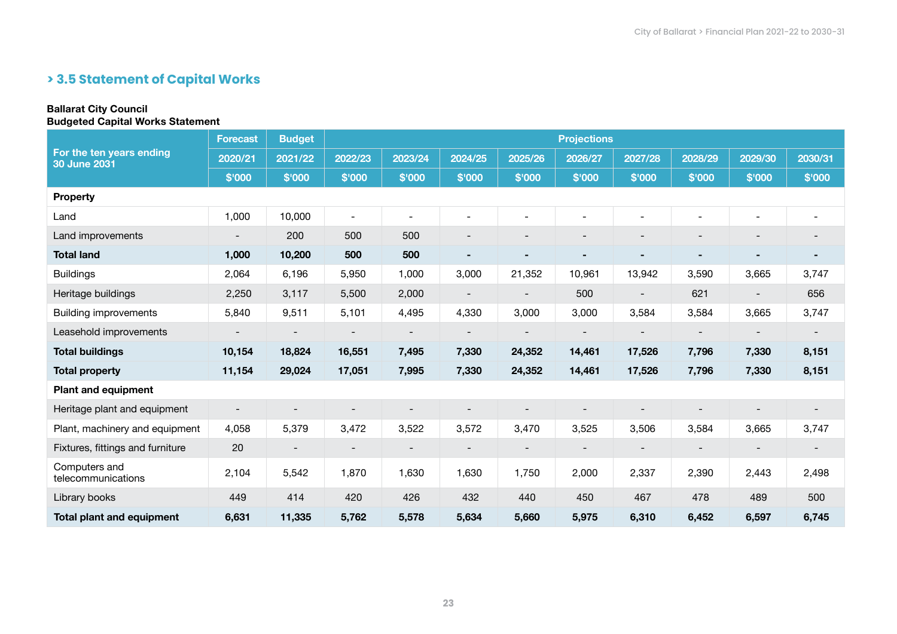## > 3.5 Statement of Capital Works

**Ballarat City Council**
**Budgeted Capital Works Statement**

| For the ten years ending 30 June 2031 | Forecast | Budget | Projections | | | | | | | | |
|---|---|---|---|---|---|---|---|---|---|---|---|
| | 2020/21 | 2021/22 | 2022/23 | 2023/24 | 2024/25 | 2025/26 | 2026/27 | 2027/28 | 2028/29 | 2029/30 | 2030/31 |
| | $'000 | $'000 | $'000 | $'000 | $'000 | $'000 | $'000 | $'000 | $'000 | $'000 | $'000 |
| **Property** | | | | | | | | | | | |
| Land | 1,000 | 10,000 | - | - | - | - | - | - | - | - | - |
| Land improvements | - | 200 | 500 | 500 | - | - | - | - | - | - | - |
| **Total land** | **1,000** | **10,200** | **500** | **500** | **-** | **-** | **-** | **-** | **-** | **-** | **-** |
| Buildings | 2,064 | 6,196 | 5,950 | 1,000 | 3,000 | 21,352 | 10,961 | 13,942 | 3,590 | 3,665 | 3,747 |
| Heritage buildings | 2,250 | 3,117 | 5,500 | 2,000 | - | - | 500 | - | 621 | - | 656 |
| Building improvements | 5,840 | 9,511 | 5,101 | 4,495 | 4,330 | 3,000 | 3,000 | 3,584 | 3,584 | 3,665 | 3,747 |
| Leasehold improvements | - | - | - | - | - | - | - | - | - | - | - |
| **Total buildings** | **10,154** | **18,824** | **16,551** | **7,495** | **7,330** | **24,352** | **14,461** | **17,526** | **7,796** | **7,330** | **8,151** |
| **Total property** | **11,154** | **29,024** | **17,051** | **7,995** | **7,330** | **24,352** | **14,461** | **17,526** | **7,796** | **7,330** | **8,151** |
| **Plant and equipment** | | | | | | | | | | | |
| Heritage plant and equipment | - | - | - | - | - | - | - | - | - | - | - |
| Plant, machinery and equipment | 4,058 | 5,379 | 3,472 | 3,522 | 3,572 | 3,470 | 3,525 | 3,506 | 3,584 | 3,665 | 3,747 |
| Fixtures, fittings and furniture | 20 | - | - | - | - | - | - | - | - | - | - |
| Computers and telecommunications | 2,104 | 5,542 | 1,870 | 1,630 | 1,630 | 1,750 | 2,000 | 2,337 | 2,390 | 2,443 | 2,498 |
| Library books | 449 | 414 | 420 | 426 | 432 | 440 | 450 | 467 | 478 | 489 | 500 |
| **Total plant and equipment** | **6,631** | **11,335** | **5,762** | **5,578** | **5,634** | **5,660** | **5,975** | **6,310** | **6,452** | **6,597** | **6,745** |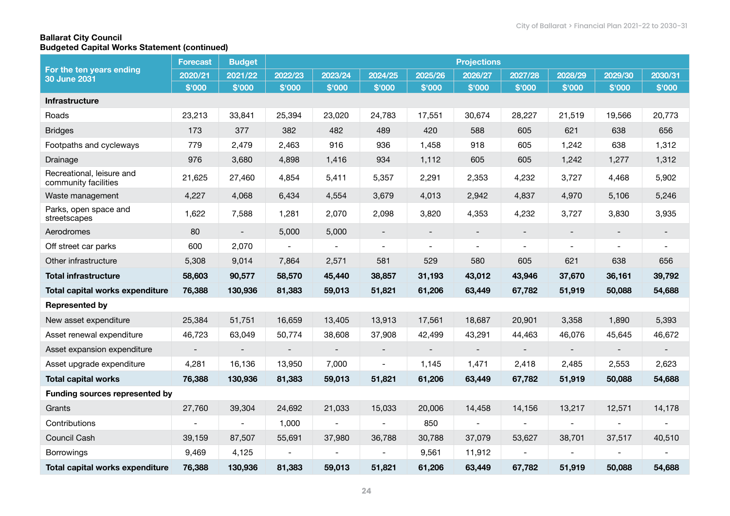**Ballarat City Council**
**Budgeted Capital Works Statement (continued)**

| For the ten years ending 30 June 2031 | Forecast | Budget | Projections | | | | | | | | |
|---|---|---|---|---|---|---|---|---|---|---|---|
| | 2020/21 | 2021/22 | 2022/23 | 2023/24 | 2024/25 | 2025/26 | 2026/27 | 2027/28 | 2028/29 | 2029/30 | 2030/31 |
| | $'000 | $'000 | $'000 | $'000 | $'000 | $'000 | $'000 | $'000 | $'000 | $'000 | $'000 |
| **Infrastructure** | | | | | | | | | | | |
| Roads | 23,213 | 33,841 | 25,394 | 23,020 | 24,783 | 17,551 | 30,674 | 28,227 | 21,519 | 19,566 | 20,773 |
| Bridges | 173 | 377 | 382 | 482 | 489 | 420 | 588 | 605 | 621 | 638 | 656 |
| Footpaths and cycleways | 779 | 2,479 | 2,463 | 916 | 936 | 1,458 | 918 | 605 | 1,242 | 638 | 1,312 |
| Drainage | 976 | 3,680 | 4,898 | 1,416 | 934 | 1,112 | 605 | 605 | 1,242 | 1,277 | 1,312 |
| Recreational, leisure and community facilities | 21,625 | 27,460 | 4,854 | 5,411 | 5,357 | 2,291 | 2,353 | 4,232 | 3,727 | 4,468 | 5,902 |
| Waste management | 4,227 | 4,068 | 6,434 | 4,554 | 3,679 | 4,013 | 2,942 | 4,837 | 4,970 | 5,106 | 5,246 |
| Parks, open space and streetscapes | 1,622 | 7,588 | 1,281 | 2,070 | 2,098 | 3,820 | 4,353 | 4,232 | 3,727 | 3,830 | 3,935 |
| Aerodromes | 80 | - | 5,000 | 5,000 | - | - | - | - | - | - | - |
| Off street car parks | 600 | 2,070 | - | - | - | - | - | - | - | - | - |
| Other infrastructure | 5,308 | 9,014 | 7,864 | 2,571 | 581 | 529 | 580 | 605 | 621 | 638 | 656 |
| **Total infrastructure** | **58,603** | **90,577** | **58,570** | **45,440** | **38,857** | **31,193** | **43,012** | **43,946** | **37,670** | **36,161** | **39,792** |
| **Total capital works expenditure** | **76,388** | **130,936** | **81,383** | **59,013** | **51,821** | **61,206** | **63,449** | **67,782** | **51,919** | **50,088** | **54,688** |
| **Represented by** | | | | | | | | | | | |
| New asset expenditure | 25,384 | 51,751 | 16,659 | 13,405 | 13,913 | 17,561 | 18,687 | 20,901 | 3,358 | 1,890 | 5,393 |
| Asset renewal expenditure | 46,723 | 63,049 | 50,774 | 38,608 | 37,908 | 42,499 | 43,291 | 44,463 | 46,076 | 45,645 | 46,672 |
| Asset expansion expenditure | - | - | - | - | - | - | - | - | - | - | - |
| Asset upgrade expenditure | 4,281 | 16,136 | 13,950 | 7,000 | - | 1,145 | 1,471 | 2,418 | 2,485 | 2,553 | 2,623 |
| **Total capital works** | **76,388** | **130,936** | **81,383** | **59,013** | **51,821** | **61,206** | **63,449** | **67,782** | **51,919** | **50,088** | **54,688** |
| **Funding sources represented by** | | | | | | | | | | | |
| Grants | 27,760 | 39,304 | 24,692 | 21,033 | 15,033 | 20,006 | 14,458 | 14,156 | 13,217 | 12,571 | 14,178 |
| Contributions | - | - | 1,000 | - | - | 850 | - | - | - | - | - |
| Council Cash | 39,159 | 87,507 | 55,691 | 37,980 | 36,788 | 30,788 | 37,079 | 53,627 | 38,701 | 37,517 | 40,510 |
| Borrowings | 9,469 | 4,125 | - | - | - | 9,561 | 11,912 | - | - | - | - |
| **Total capital works expenditure** | **76,388** | **130,936** | **81,383** | **59,013** | **51,821** | **61,206** | **63,449** | **67,782** | **51,919** | **50,088** | **54,688** |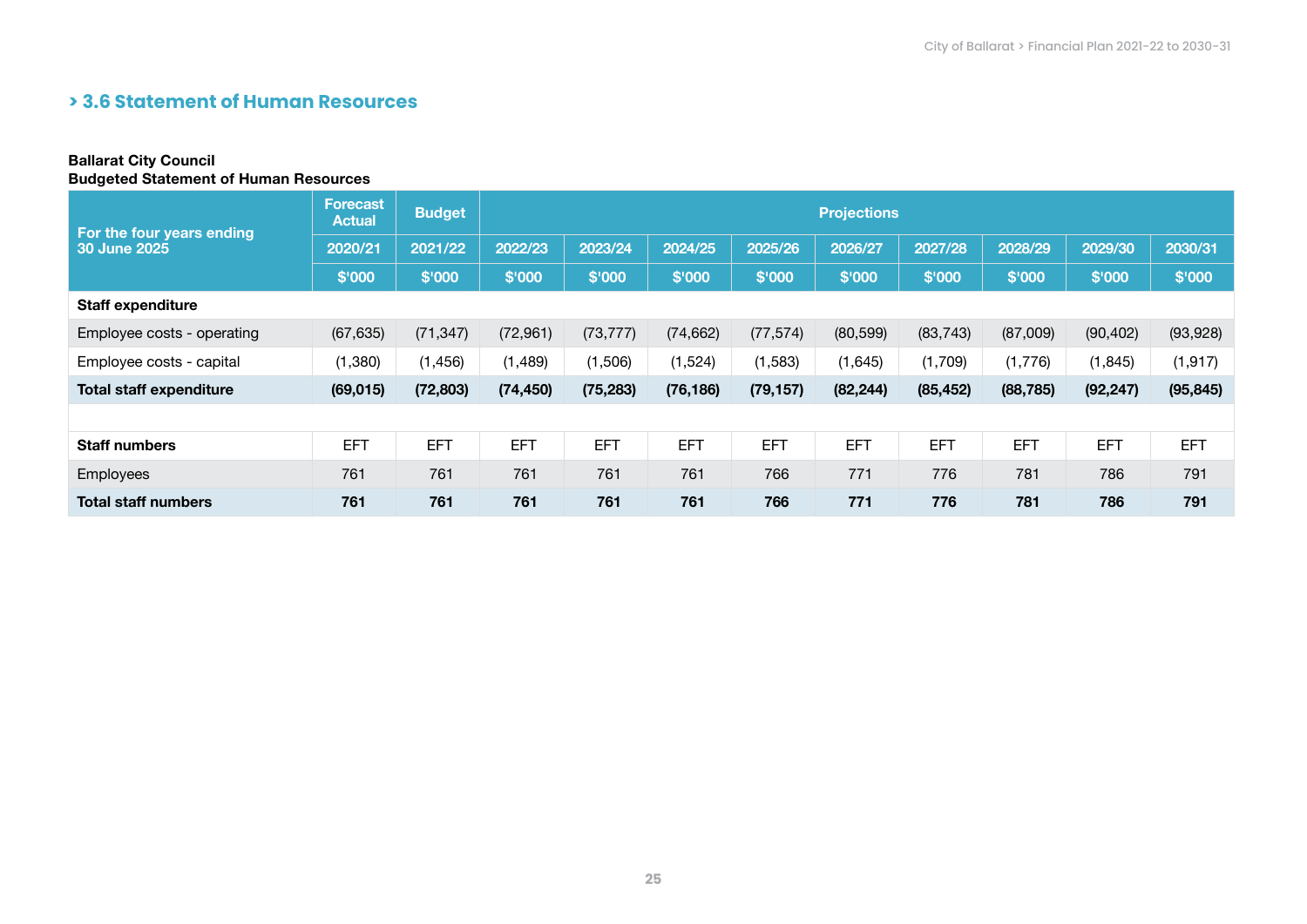## > 3.6 Statement of Human Resources

**Ballarat City Council**
**Budgeted Statement of Human Resources**

| For the four years ending 30 June 2025 | Forecast Actual | Budget | Projections | | | | | | | | |
|---|---|---|---|---|---|---|---|---|---|---|---|
| | 2020/21 | 2021/22 | 2022/23 | 2023/24 | 2024/25 | 2025/26 | 2026/27 | 2027/28 | 2028/29 | 2029/30 | 2030/31 |
| | $'000 | $'000 | $'000 | $'000 | $'000 | $'000 | $'000 | $'000 | $'000 | $'000 | $'000 |
| **Staff expenditure** | | | | | | | | | | | |
| Employee costs - operating | (67,635) | (71,347) | (72,961) | (73,777) | (74,662) | (77,574) | (80,599) | (83,743) | (87,009) | (90,402) | (93,928) |
| Employee costs - capital | (1,380) | (1,456) | (1,489) | (1,506) | (1,524) | (1,583) | (1,645) | (1,709) | (1,776) | (1,845) | (1,917) |
| **Total staff expenditure** | **(69,015)** | **(72,803)** | **(74,450)** | **(75,283)** | **(76,186)** | **(79,157)** | **(82,244)** | **(85,452)** | **(88,785)** | **(92,247)** | **(95,845)** |
| | | | | | | | | | | | |
| **Staff numbers** | EFT | EFT | EFT | EFT | EFT | EFT | EFT | EFT | EFT | EFT | EFT |
| Employees | 761 | 761 | 761 | 761 | 761 | 766 | 771 | 776 | 781 | 786 | 791 |
| **Total staff numbers** | **761** | **761** | **761** | **761** | **761** | **766** | **771** | **776** | **781** | **786** | **791** |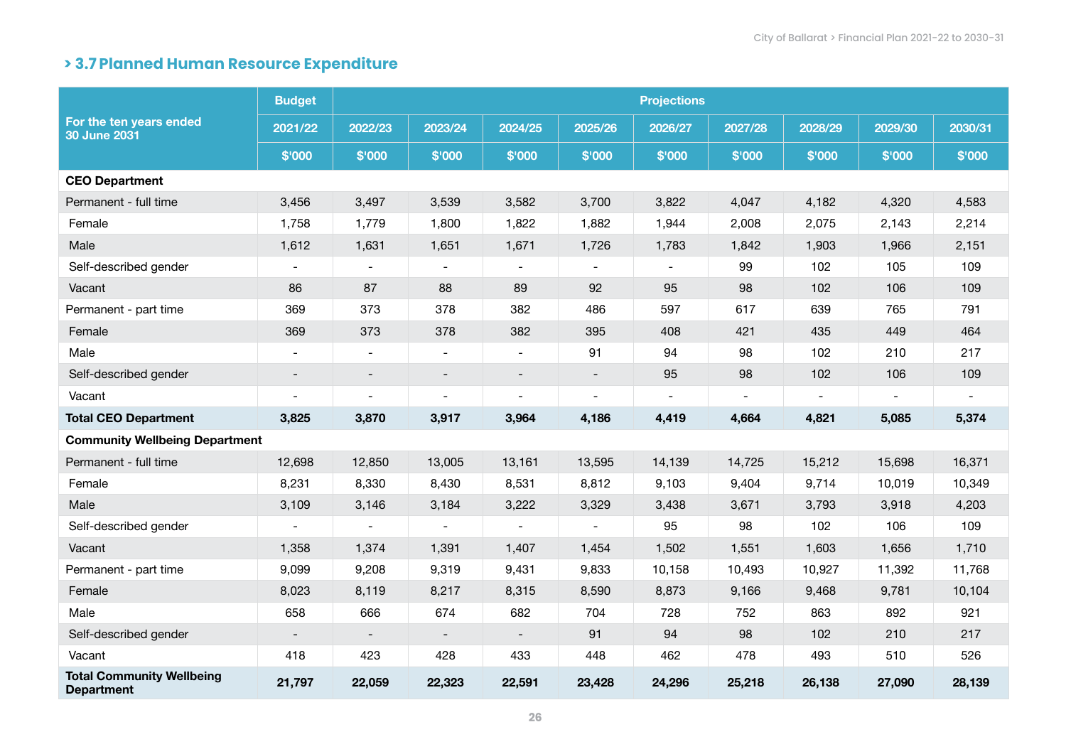## > 3.7 Planned Human Resource Expenditure

| For the ten years ended 30 June 2031 | Budget | Projections | | | | | | | | |
|---|---|---|---|---|---|---|---|---|---|---|
| | 2021/22 | 2022/23 | 2023/24 | 2024/25 | 2025/26 | 2026/27 | 2027/28 | 2028/29 | 2029/30 | 2030/31 |
| | $'000 | $'000 | $'000 | $'000 | $'000 | $'000 | $'000 | $'000 | $'000 | $'000 |
| **CEO Department** | | | | | | | | | | |
| Permanent - full time | 3,456 | 3,497 | 3,539 | 3,582 | 3,700 | 3,822 | 4,047 | 4,182 | 4,320 | 4,583 |
| Female | 1,758 | 1,779 | 1,800 | 1,822 | 1,882 | 1,944 | 2,008 | 2,075 | 2,143 | 2,214 |
| Male | 1,612 | 1,631 | 1,651 | 1,671 | 1,726 | 1,783 | 1,842 | 1,903 | 1,966 | 2,151 |
| Self-described gender | - | - | - | - | - | - | 99 | 102 | 105 | 109 |
| Vacant | 86 | 87 | 88 | 89 | 92 | 95 | 98 | 102 | 106 | 109 |
| Permanent - part time | 369 | 373 | 378 | 382 | 486 | 597 | 617 | 639 | 765 | 791 |
| Female | 369 | 373 | 378 | 382 | 395 | 408 | 421 | 435 | 449 | 464 |
| Male | - | - | - | - | 91 | 94 | 98 | 102 | 210 | 217 |
| Self-described gender | - | - | - | - | - | 95 | 98 | 102 | 106 | 109 |
| Vacant | - | - | - | - | - | - | - | - | - | - |
| **Total CEO Department** | **3,825** | **3,870** | **3,917** | **3,964** | **4,186** | **4,419** | **4,664** | **4,821** | **5,085** | **5,374** |
| **Community Wellbeing Department** | | | | | | | | | | |
| Permanent - full time | 12,698 | 12,850 | 13,005 | 13,161 | 13,595 | 14,139 | 14,725 | 15,212 | 15,698 | 16,371 |
| Female | 8,231 | 8,330 | 8,430 | 8,531 | 8,812 | 9,103 | 9,404 | 9,714 | 10,019 | 10,349 |
| Male | 3,109 | 3,146 | 3,184 | 3,222 | 3,329 | 3,438 | 3,671 | 3,793 | 3,918 | 4,203 |
| Self-described gender | - | - | - | - | - | 95 | 98 | 102 | 106 | 109 |
| Vacant | 1,358 | 1,374 | 1,391 | 1,407 | 1,454 | 1,502 | 1,551 | 1,603 | 1,656 | 1,710 |
| Permanent - part time | 9,099 | 9,208 | 9,319 | 9,431 | 9,833 | 10,158 | 10,493 | 10,927 | 11,392 | 11,768 |
| Female | 8,023 | 8,119 | 8,217 | 8,315 | 8,590 | 8,873 | 9,166 | 9,468 | 9,781 | 10,104 |
| Male | 658 | 666 | 674 | 682 | 704 | 728 | 752 | 863 | 892 | 921 |
| Self-described gender | - | - | - | - | 91 | 94 | 98 | 102 | 210 | 217 |
| Vacant | 418 | 423 | 428 | 433 | 448 | 462 | 478 | 493 | 510 | 526 |
| **Total Community Wellbeing Department** | **21,797** | **22,059** | **22,323** | **22,591** | **23,428** | **24,296** | **25,218** | **26,138** | **27,090** | **28,139** |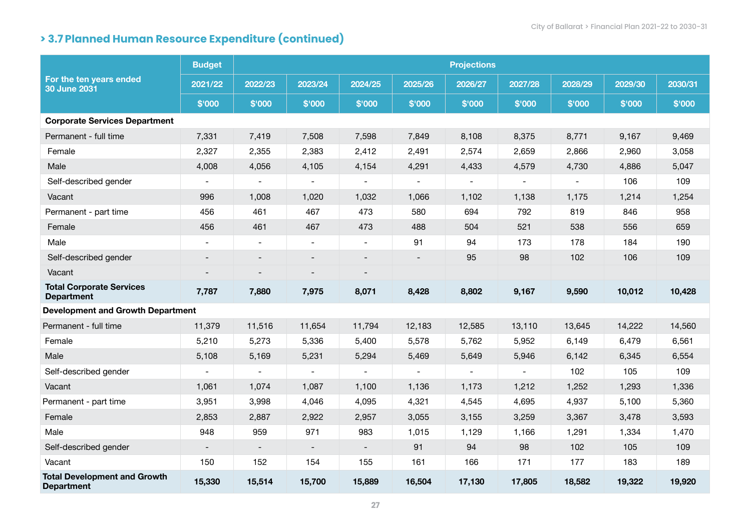## > 3.7 Planned Human Resource Expenditure (continued)

| For the ten years ended 30 June 2031 | Budget | Projections | | | | | | | | |
|---|---|---|---|---|---|---|---|---|---|---|
| | 2021/22 | 2022/23 | 2023/24 | 2024/25 | 2025/26 | 2026/27 | 2027/28 | 2028/29 | 2029/30 | 2030/31 |
| | $'000 | $'000 | $'000 | $'000 | $'000 | $'000 | $'000 | $'000 | $'000 | $'000 |
| **Corporate Services Department** | | | | | | | | | | |
| Permanent - full time | 7,331 | 7,419 | 7,508 | 7,598 | 7,849 | 8,108 | 8,375 | 8,771 | 9,167 | 9,469 |
| Female | 2,327 | 2,355 | 2,383 | 2,412 | 2,491 | 2,574 | 2,659 | 2,866 | 2,960 | 3,058 |
| Male | 4,008 | 4,056 | 4,105 | 4,154 | 4,291 | 4,433 | 4,579 | 4,730 | 4,886 | 5,047 |
| Self-described gender | - | - | - | - | - | - | - | - | 106 | 109 |
| Vacant | 996 | 1,008 | 1,020 | 1,032 | 1,066 | 1,102 | 1,138 | 1,175 | 1,214 | 1,254 |
| Permanent - part time | 456 | 461 | 467 | 473 | 580 | 694 | 792 | 819 | 846 | 958 |
| Female | 456 | 461 | 467 | 473 | 488 | 504 | 521 | 538 | 556 | 659 |
| Male | - | - | - | - | 91 | 94 | 173 | 178 | 184 | 190 |
| Self-described gender | - | - | - | - | - | 95 | 98 | 102 | 106 | 109 |
| Vacant | - | - | - | - | | | | | | |
| **Total Corporate Services Department** | **7,787** | **7,880** | **7,975** | **8,071** | **8,428** | **8,802** | **9,167** | **9,590** | **10,012** | **10,428** |
| **Development and Growth Department** | | | | | | | | | | |
| Permanent - full time | 11,379 | 11,516 | 11,654 | 11,794 | 12,183 | 12,585 | 13,110 | 13,645 | 14,222 | 14,560 |
| Female | 5,210 | 5,273 | 5,336 | 5,400 | 5,578 | 5,762 | 5,952 | 6,149 | 6,479 | 6,561 |
| Male | 5,108 | 5,169 | 5,231 | 5,294 | 5,469 | 5,649 | 5,946 | 6,142 | 6,345 | 6,554 |
| Self-described gender | - | - | - | - | - | - | - | 102 | 105 | 109 |
| Vacant | 1,061 | 1,074 | 1,087 | 1,100 | 1,136 | 1,173 | 1,212 | 1,252 | 1,293 | 1,336 |
| Permanent - part time | 3,951 | 3,998 | 4,046 | 4,095 | 4,321 | 4,545 | 4,695 | 4,937 | 5,100 | 5,360 |
| Female | 2,853 | 2,887 | 2,922 | 2,957 | 3,055 | 3,155 | 3,259 | 3,367 | 3,478 | 3,593 |
| Male | 948 | 959 | 971 | 983 | 1,015 | 1,129 | 1,166 | 1,291 | 1,334 | 1,470 |
| Self-described gender | - | - | - | - | 91 | 94 | 98 | 102 | 105 | 109 |
| Vacant | 150 | 152 | 154 | 155 | 161 | 166 | 171 | 177 | 183 | 189 |
| **Total Development and Growth Department** | **15,330** | **15,514** | **15,700** | **15,889** | **16,504** | **17,130** | **17,805** | **18,582** | **19,322** | **19,920** |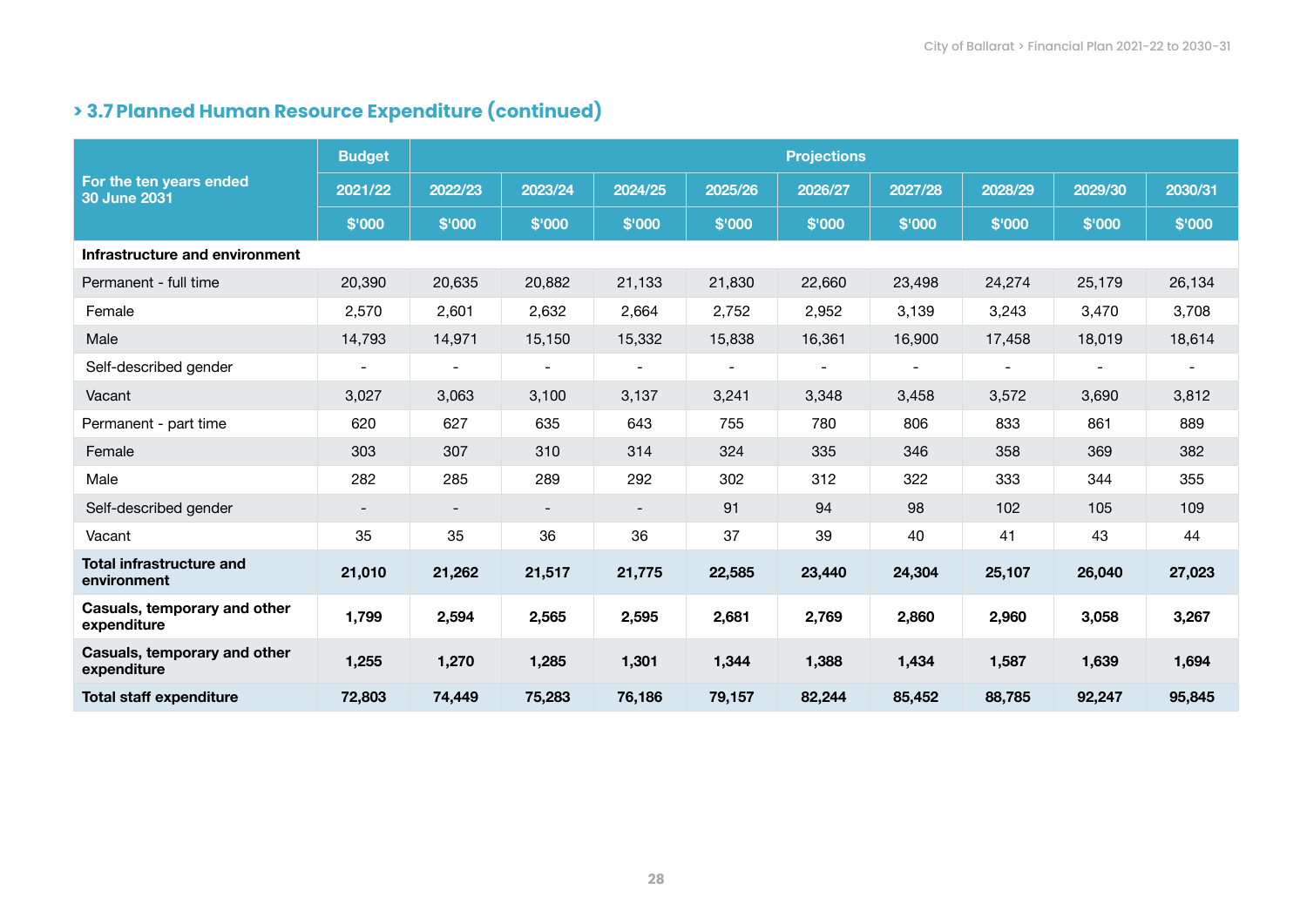## > 3.7 Planned Human Resource Expenditure (continued)

| For the ten years ended 30 June 2031 | Budget | Projections | | | | | | | | |
|---|---|---|---|---|---|---|---|---|---|---|
| | 2021/22 | 2022/23 | 2023/24 | 2024/25 | 2025/26 | 2026/27 | 2027/28 | 2028/29 | 2029/30 | 2030/31 |
| | $'000 | $'000 | $'000 | $'000 | $'000 | $'000 | $'000 | $'000 | $'000 | $'000 |
| **Infrastructure and environment** | | | | | | | | | | |
| Permanent - full time | 20,390 | 20,635 | 20,882 | 21,133 | 21,830 | 22,660 | 23,498 | 24,274 | 25,179 | 26,134 |
| Female | 2,570 | 2,601 | 2,632 | 2,664 | 2,752 | 2,952 | 3,139 | 3,243 | 3,470 | 3,708 |
| Male | 14,793 | 14,971 | 15,150 | 15,332 | 15,838 | 16,361 | 16,900 | 17,458 | 18,019 | 18,614 |
| Self-described gender | - | - | - | - | - | - | - | - | - | - |
| Vacant | 3,027 | 3,063 | 3,100 | 3,137 | 3,241 | 3,348 | 3,458 | 3,572 | 3,690 | 3,812 |
| Permanent - part time | 620 | 627 | 635 | 643 | 755 | 780 | 806 | 833 | 861 | 889 |
| Female | 303 | 307 | 310 | 314 | 324 | 335 | 346 | 358 | 369 | 382 |
| Male | 282 | 285 | 289 | 292 | 302 | 312 | 322 | 333 | 344 | 355 |
| Self-described gender | - | - | - | - | 91 | 94 | 98 | 102 | 105 | 109 |
| Vacant | 35 | 35 | 36 | 36 | 37 | 39 | 40 | 41 | 43 | 44 |
| **Total infrastructure and environment** | **21,010** | **21,262** | **21,517** | **21,775** | **22,585** | **23,440** | **24,304** | **25,107** | **26,040** | **27,023** |
| **Casuals, temporary and other expenditure** | **1,799** | **2,594** | **2,565** | **2,595** | **2,681** | **2,769** | **2,860** | **2,960** | **3,058** | **3,267** |
| **Casuals, temporary and other expenditure** | **1,255** | **1,270** | **1,285** | **1,301** | **1,344** | **1,388** | **1,434** | **1,587** | **1,639** | **1,694** |
| **Total staff expenditure** | **72,803** | **74,449** | **75,283** | **76,186** | **79,157** | **82,244** | **85,452** | **88,785** | **92,247** | **95,845** |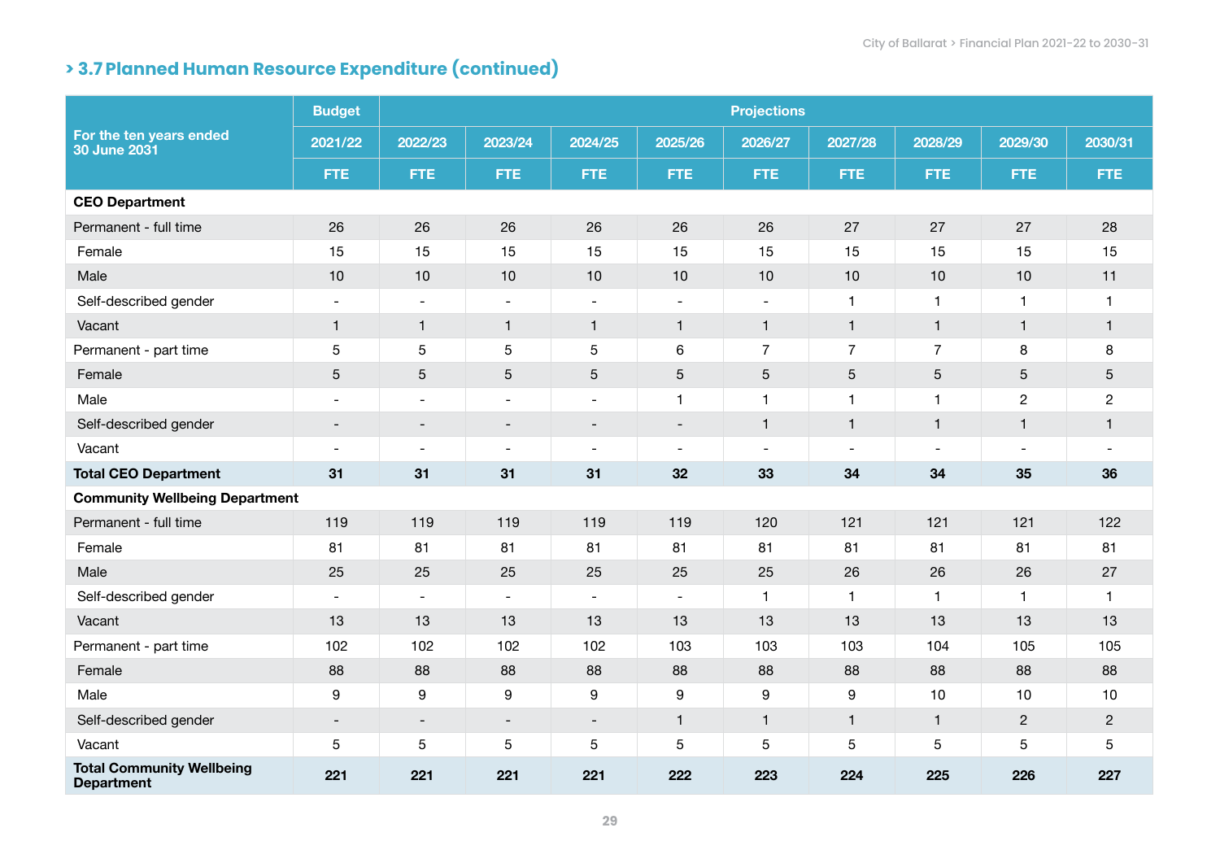## > 3.7 Planned Human Resource Expenditure (continued)

| For the ten years ended 30 June 2031 | Budget | Projections | | | | | | | | |
|---|---|---|---|---|---|---|---|---|---|---|
| | 2021/22 | 2022/23 | 2023/24 | 2024/25 | 2025/26 | 2026/27 | 2027/28 | 2028/29 | 2029/30 | 2030/31 |
| | FTE | FTE | FTE | FTE | FTE | FTE | FTE | FTE | FTE | FTE |
| **CEO Department** | | | | | | | | | | |
| Permanent - full time | 26 | 26 | 26 | 26 | 26 | 26 | 27 | 27 | 27 | 28 |
| Female | 15 | 15 | 15 | 15 | 15 | 15 | 15 | 15 | 15 | 15 |
| Male | 10 | 10 | 10 | 10 | 10 | 10 | 10 | 10 | 10 | 11 |
| Self-described gender | - | - | - | - | - | - | 1 | 1 | 1 | 1 |
| Vacant | 1 | 1 | 1 | 1 | 1 | 1 | 1 | 1 | 1 | 1 |
| Permanent - part time | 5 | 5 | 5 | 5 | 6 | 7 | 7 | 7 | 8 | 8 |
| Female | 5 | 5 | 5 | 5 | 5 | 5 | 5 | 5 | 5 | 5 |
| Male | - | - | - | - | 1 | 1 | 1 | 1 | 2 | 2 |
| Self-described gender | - | - | - | - | - | 1 | 1 | 1 | 1 | 1 |
| Vacant | - | - | - | - | - | - | - | - | - | - |
| **Total CEO Department** | **31** | **31** | **31** | **31** | **32** | **33** | **34** | **34** | **35** | **36** |
| **Community Wellbeing Department** | | | | | | | | | | |
| Permanent - full time | 119 | 119 | 119 | 119 | 119 | 120 | 121 | 121 | 121 | 122 |
| Female | 81 | 81 | 81 | 81 | 81 | 81 | 81 | 81 | 81 | 81 |
| Male | 25 | 25 | 25 | 25 | 25 | 25 | 26 | 26 | 26 | 27 |
| Self-described gender | - | - | - | - | - | 1 | 1 | 1 | 1 | 1 |
| Vacant | 13 | 13 | 13 | 13 | 13 | 13 | 13 | 13 | 13 | 13 |
| Permanent - part time | 102 | 102 | 102 | 102 | 103 | 103 | 103 | 104 | 105 | 105 |
| Female | 88 | 88 | 88 | 88 | 88 | 88 | 88 | 88 | 88 | 88 |
| Male | 9 | 9 | 9 | 9 | 9 | 9 | 9 | 10 | 10 | 10 |
| Self-described gender | - | - | - | - | 1 | 1 | 1 | 1 | 2 | 2 |
| Vacant | 5 | 5 | 5 | 5 | 5 | 5 | 5 | 5 | 5 | 5 |
| **Total Community Wellbeing Department** | **221** | **221** | **221** | **221** | **222** | **223** | **224** | **225** | **226** | **227** |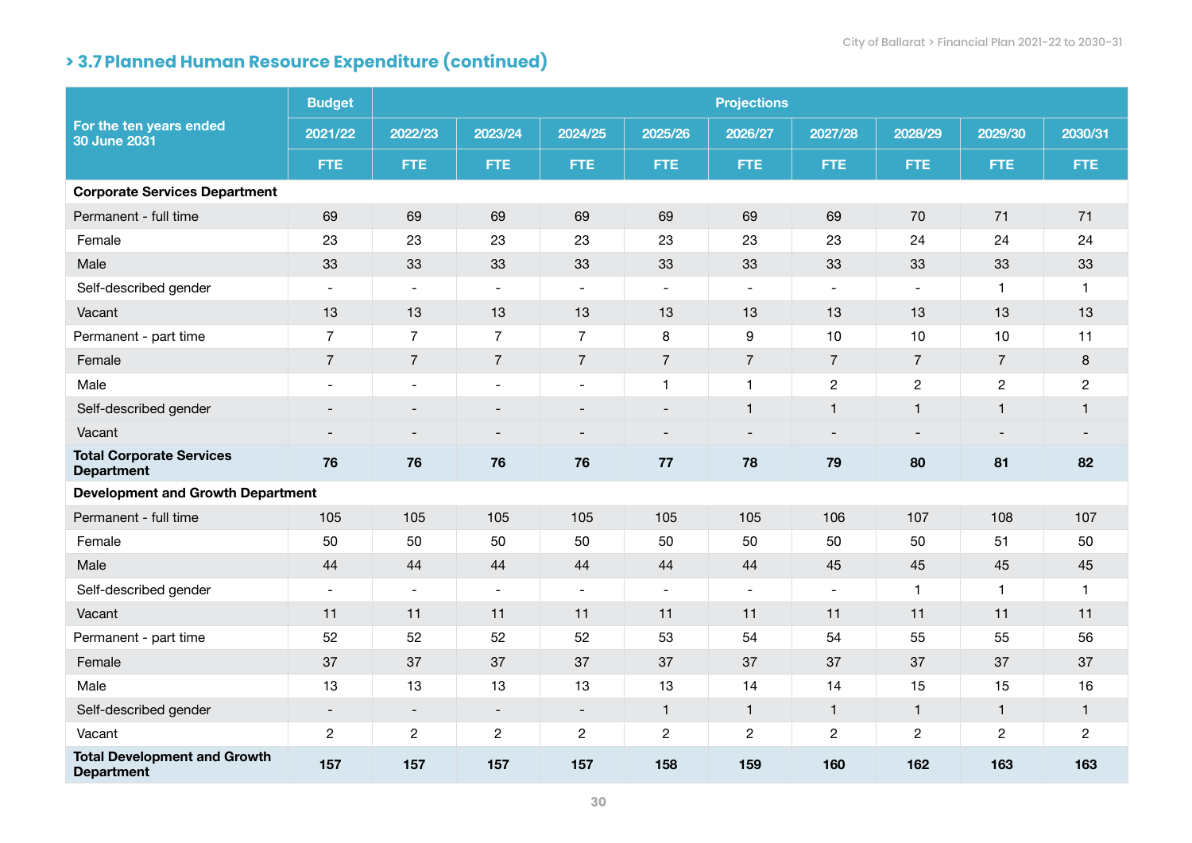## > 3.7 Planned Human Resource Expenditure (continued)

| For the ten years ended 30 June 2031 | Budget | Projections | | | | | | | | |
|---|---|---|---|---|---|---|---|---|---|---|
| | 2021/22 | 2022/23 | 2023/24 | 2024/25 | 2025/26 | 2026/27 | 2027/28 | 2028/29 | 2029/30 | 2030/31 |
| | FTE | FTE | FTE | FTE | FTE | FTE | FTE | FTE | FTE | FTE |
| **Corporate Services Department** | | | | | | | | | | |
| Permanent - full time | 69 | 69 | 69 | 69 | 69 | 69 | 69 | 70 | 71 | 71 |
| Female | 23 | 23 | 23 | 23 | 23 | 23 | 23 | 24 | 24 | 24 |
| Male | 33 | 33 | 33 | 33 | 33 | 33 | 33 | 33 | 33 | 33 |
| Self-described gender | - | - | - | - | - | - | - | - | 1 | 1 |
| Vacant | 13 | 13 | 13 | 13 | 13 | 13 | 13 | 13 | 13 | 13 |
| Permanent - part time | 7 | 7 | 7 | 7 | 8 | 9 | 10 | 10 | 10 | 11 |
| Female | 7 | 7 | 7 | 7 | 7 | 7 | 7 | 7 | 7 | 8 |
| Male | - | - | - | - | 1 | 1 | 2 | 2 | 2 | 2 |
| Self-described gender | - | - | - | - | - | 1 | 1 | 1 | 1 | 1 |
| Vacant | - | - | - | - | - | - | - | - | - | - |
| **Total Corporate Services Department** | **76** | **76** | **76** | **76** | **77** | **78** | **79** | **80** | **81** | **82** |
| **Development and Growth Department** | | | | | | | | | | |
| Permanent - full time | 105 | 105 | 105 | 105 | 105 | 105 | 106 | 107 | 108 | 107 |
| Female | 50 | 50 | 50 | 50 | 50 | 50 | 50 | 50 | 51 | 50 |
| Male | 44 | 44 | 44 | 44 | 44 | 44 | 45 | 45 | 45 | 45 |
| Self-described gender | - | - | - | - | - | - | - | 1 | 1 | 1 |
| Vacant | 11 | 11 | 11 | 11 | 11 | 11 | 11 | 11 | 11 | 11 |
| Permanent - part time | 52 | 52 | 52 | 52 | 53 | 54 | 54 | 55 | 55 | 56 |
| Female | 37 | 37 | 37 | 37 | 37 | 37 | 37 | 37 | 37 | 37 |
| Male | 13 | 13 | 13 | 13 | 13 | 14 | 14 | 15 | 15 | 16 |
| Self-described gender | - | - | - | - | 1 | 1 | 1 | 1 | 1 | 1 |
| Vacant | 2 | 2 | 2 | 2 | 2 | 2 | 2 | 2 | 2 | 2 |
| **Total Development and Growth Department** | **157** | **157** | **157** | **157** | **158** | **159** | **160** | **162** | **163** | **163** |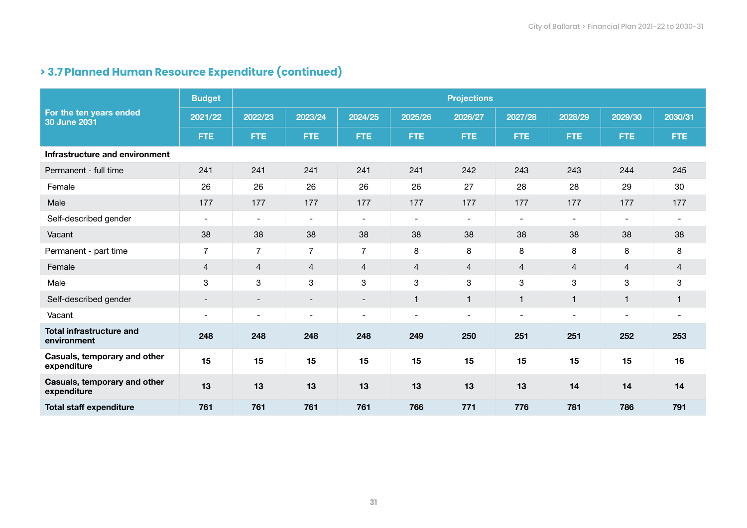## > 3.7 Planned Human Resource Expenditure (continued)

| For the ten years ended 30 June 2031 | Budget | Projections | | | | | | | | |
|---|---|---|---|---|---|---|---|---|---|---|
| | 2021/22 | 2022/23 | 2023/24 | 2024/25 | 2025/26 | 2026/27 | 2027/28 | 2028/29 | 2029/30 | 2030/31 |
| | FTE | FTE | FTE | FTE | FTE | FTE | FTE | FTE | FTE | FTE |
| **Infrastructure and environment** | | | | | | | | | | |
| Permanent - full time | 241 | 241 | 241 | 241 | 241 | 242 | 243 | 243 | 244 | 245 |
| Female | 26 | 26 | 26 | 26 | 26 | 27 | 28 | 28 | 29 | 30 |
| Male | 177 | 177 | 177 | 177 | 177 | 177 | 177 | 177 | 177 | 177 |
| Self-described gender | - | - | - | - | - | - | - | - | - | - |
| Vacant | 38 | 38 | 38 | 38 | 38 | 38 | 38 | 38 | 38 | 38 |
| Permanent - part time | 7 | 7 | 7 | 7 | 8 | 8 | 8 | 8 | 8 | 8 |
| Female | 4 | 4 | 4 | 4 | 4 | 4 | 4 | 4 | 4 | 4 |
| Male | 3 | 3 | 3 | 3 | 3 | 3 | 3 | 3 | 3 | 3 |
| Self-described gender | - | - | - | - | 1 | 1 | 1 | 1 | 1 | 1 |
| Vacant | - | - | - | - | - | - | - | - | - | - |
| **Total infrastructure and environment** | **248** | **248** | **248** | **248** | **249** | **250** | **251** | **251** | **252** | **253** |
| **Casuals, temporary and other expenditure** | **15** | **15** | **15** | **15** | **15** | **15** | **15** | **15** | **15** | **16** |
| **Casuals, temporary and other expenditure** | **13** | **13** | **13** | **13** | **13** | **13** | **13** | **14** | **14** | **14** |
| **Total staff expenditure** | **761** | **761** | **761** | **761** | **766** | **771** | **776** | **781** | **786** | **791** |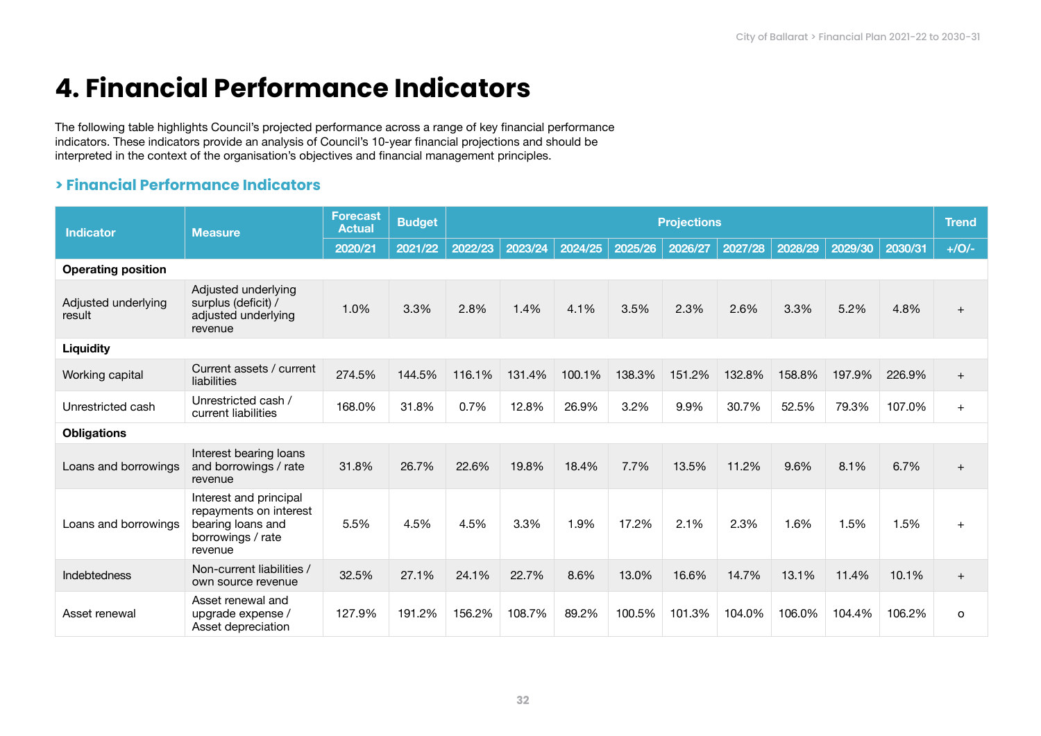# 4. Financial Performance Indicators

The following table highlights Council's projected performance across a range of key financial performance indicators. These indicators provide an analysis of Council's 10-year financial projections and should be interpreted in the context of the organisation's objectives and financial management principles.

### > Financial Performance Indicators

| Indicator | Measure | Forecast Actual | Budget | Projections | | | | | | | | | Trend |
|---|---|---|---|---|---|---|---|---|---|---|---|---|---|
| | | 2020/21 | 2021/22 | 2022/23 | 2023/24 | 2024/25 | 2025/26 | 2026/27 | 2027/28 | 2028/29 | 2029/30 | 2030/31 | +/O/- |
| **Operating position** | | | | | | | | | | | | | |
| Adjusted underlying result | Adjusted underlying surplus (deficit) / adjusted underlying revenue | 1.0% | 3.3% | 2.8% | 1.4% | 4.1% | 3.5% | 2.3% | 2.6% | 3.3% | 5.2% | 4.8% | + |
| **Liquidity** | | | | | | | | | | | | | |
| Working capital | Current assets / current liabilities | 274.5% | 144.5% | 116.1% | 131.4% | 100.1% | 138.3% | 151.2% | 132.8% | 158.8% | 197.9% | 226.9% | + |
| Unrestricted cash | Unrestricted cash / current liabilities | 168.0% | 31.8% | 0.7% | 12.8% | 26.9% | 3.2% | 9.9% | 30.7% | 52.5% | 79.3% | 107.0% | + |
| **Obligations** | | | | | | | | | | | | | |
| Loans and borrowings | Interest bearing loans and borrowings / rate revenue | 31.8% | 26.7% | 22.6% | 19.8% | 18.4% | 7.7% | 13.5% | 11.2% | 9.6% | 8.1% | 6.7% | + |
| Loans and borrowings | Interest and principal repayments on interest bearing loans and borrowings / rate revenue | 5.5% | 4.5% | 4.5% | 3.3% | 1.9% | 17.2% | 2.1% | 2.3% | 1.6% | 1.5% | 1.5% | + |
| Indebtedness | Non-current liabilities / own source revenue | 32.5% | 27.1% | 24.1% | 22.7% | 8.6% | 13.0% | 16.6% | 14.7% | 13.1% | 11.4% | 10.1% | + |
| Asset renewal | Asset renewal and upgrade expense / Asset depreciation | 127.9% | 191.2% | 156.2% | 108.7% | 89.2% | 100.5% | 101.3% | 104.0% | 106.0% | 104.4% | 106.2% | o |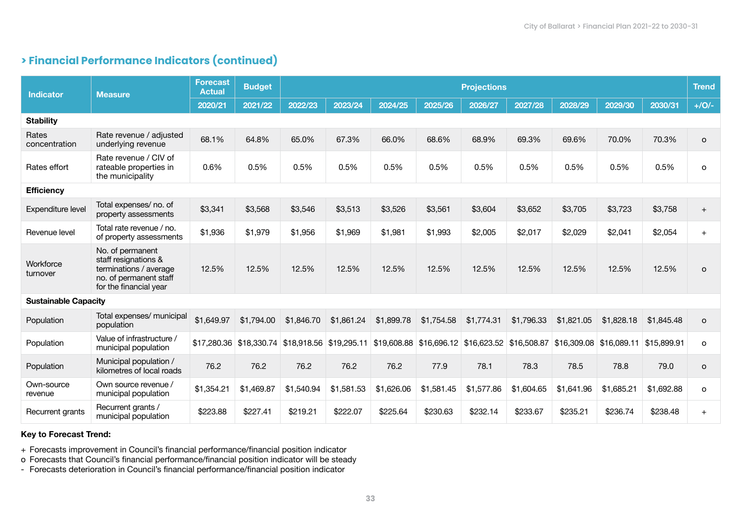## > Financial Performance Indicators (continued)

| Indicator | Measure | Forecast Actual | Budget | Projections | | | | | | | | | Trend |
|---|---|---|---|---|---|---|---|---|---|---|---|---|---|
| | | 2020/21 | 2021/22 | 2022/23 | 2023/24 | 2024/25 | 2025/26 | 2026/27 | 2027/28 | 2028/29 | 2029/30 | 2030/31 | +/O/- |
| **Stability** | | | | | | | | | | | | | |
| Rates concentration | Rate revenue / adjusted underlying revenue | 68.1% | 64.8% | 65.0% | 67.3% | 66.0% | 68.6% | 68.9% | 69.3% | 69.6% | 70.0% | 70.3% | o |
| Rates effort | Rate revenue / CIV of rateable properties in the municipality | 0.6% | 0.5% | 0.5% | 0.5% | 0.5% | 0.5% | 0.5% | 0.5% | 0.5% | 0.5% | 0.5% | o |
| **Efficiency** | | | | | | | | | | | | | |
| Expenditure level | Total expenses/ no. of property assessments | $3,341 | $3,568 | $3,546 | $3,513 | $3,526 | $3,561 | $3,604 | $3,652 | $3,705 | $3,723 | $3,758 | + |
| Revenue level | Total rate revenue / no. of property assessments | $1,936 | $1,979 | $1,956 | $1,969 | $1,981 | $1,993 | $2,005 | $2,017 | $2,029 | $2,041 | $2,054 | + |
| Workforce turnover | No. of permanent staff resignations & terminations / average no. of permanent staff for the financial year | 12.5% | 12.5% | 12.5% | 12.5% | 12.5% | 12.5% | 12.5% | 12.5% | 12.5% | 12.5% | 12.5% | o |
| **Sustainable Capacity** | | | | | | | | | | | | | |
| Population | Total expenses/ municipal population | $1,649.97 | $1,794.00 | $1,846.70 | $1,861.24 | $1,899.78 | $1,754.58 | $1,774.31 | $1,796.33 | $1,821.05 | $1,828.18 | $1,845.48 | o |
| Population | Value of infrastructure / municipal population | $17,280.36 | $18,330.74 | $18,918.56 | $19,295.11 | $19,608.88 | $16,696.12 | $16,623.52 | $16,508.87 | $16,309.08 | $16,089.11 | $15,899.91 | o |
| Population | Municipal population / kilometres of local roads | 76.2 | 76.2 | 76.2 | 76.2 | 76.2 | 77.9 | 78.1 | 78.3 | 78.5 | 78.8 | 79.0 | o |
| Own-source revenue | Own source revenue / municipal population | $1,354.21 | $1,469.87 | $1,540.94 | $1,581.53 | $1,626.06 | $1,581.45 | $1,577.86 | $1,604.65 | $1,641.96 | $1,685.21 | $1,692.88 | o |
| Recurrent grants | Recurrent grants / municipal population | $223.88 | $227.41 | $219.21 | $222.07 | $225.64 | $230.63 | $232.14 | $233.67 | $235.21 | $236.74 | $238.48 | + |

**Key to Forecast Trend:**

- \+ Forecasts improvement in Council's financial performance/financial position indicator
- o Forecasts that Council's financial performance/financial position indicator will be steady
- \- Forecasts deterioration in Council's financial performance/financial position indicator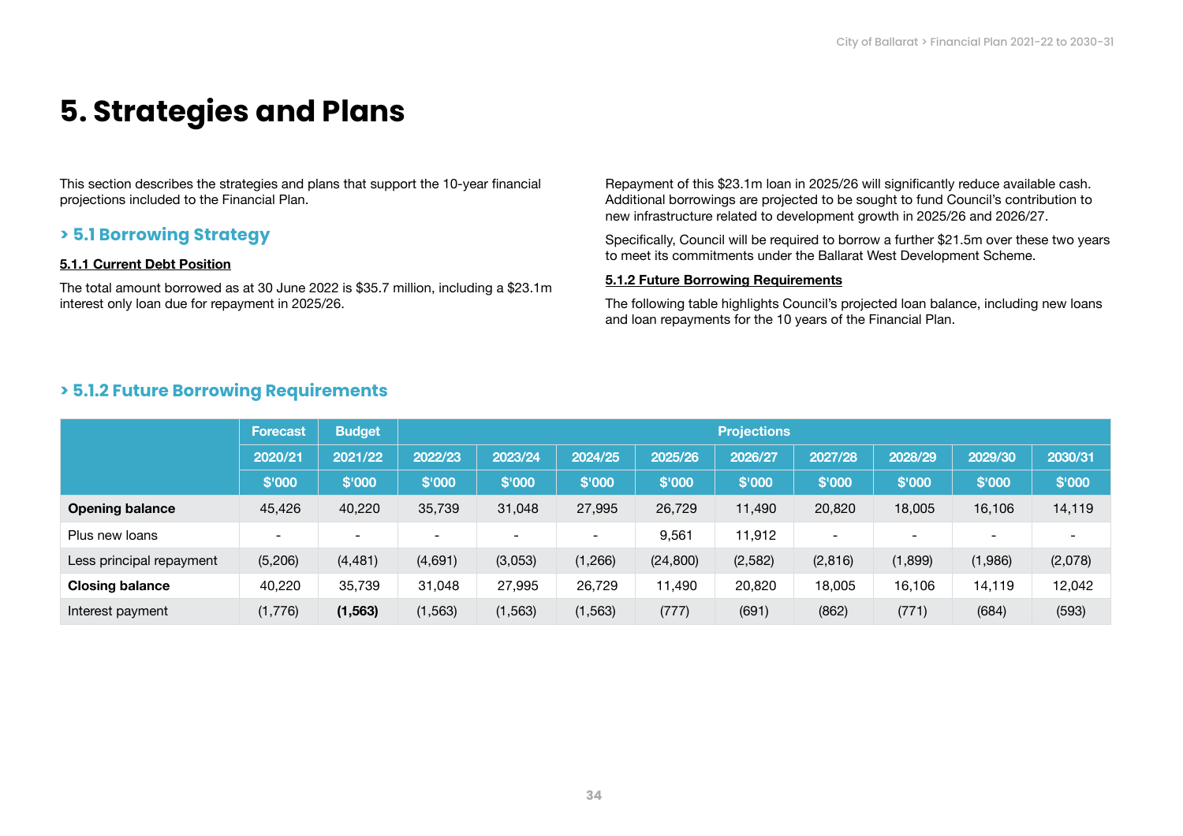# 5. Strategies and Plans

This section describes the strategies and plans that support the 10-year financial projections included to the Financial Plan.

## > 5.1 Borrowing Strategy

**5.1.1 Current Debt Position**

The total amount borrowed as at 30 June 2022 is $35.7 million, including a $23.1m interest only loan due for repayment in 2025/26.

Repayment of this $23.1m loan in 2025/26 will significantly reduce available cash. Additional borrowings are projected to be sought to fund Council's contribution to new infrastructure related to development growth in 2025/26 and 2026/27.

Specifically, Council will be required to borrow a further $21.5m over these two years to meet its commitments under the Ballarat West Development Scheme.

**5.1.2 Future Borrowing Requirements**

The following table highlights Council's projected loan balance, including new loans and loan repayments for the 10 years of the Financial Plan.

## > 5.1.2 Future Borrowing Requirements

| | Forecast | Budget | Projections | | | | | | | | |
|---|---|---|---|---|---|---|---|---|---|---|---|
| | 2020/21 | 2021/22 | 2022/23 | 2023/24 | 2024/25 | 2025/26 | 2026/27 | 2027/28 | 2028/29 | 2029/30 | 2030/31 |
| | $'000 | $'000 | $'000 | $'000 | $'000 | $'000 | $'000 | $'000 | $'000 | $'000 | $'000 |
| **Opening balance** | 45,426 | 40,220 | 35,739 | 31,048 | 27,995 | 26,729 | 11,490 | 20,820 | 18,005 | 16,106 | 14,119 |
| Plus new loans | - | - | - | - | - | 9,561 | 11,912 | - | - | - | - |
| Less principal repayment | (5,206) | (4,481) | (4,691) | (3,053) | (1,266) | (24,800) | (2,582) | (2,816) | (1,899) | (1,986) | (2,078) |
| **Closing balance** | 40,220 | 35,739 | 31,048 | 27,995 | 26,729 | 11,490 | 20,820 | 18,005 | 16,106 | 14,119 | 12,042 |
| Interest payment | (1,776) | **(1,563)** | (1,563) | (1,563) | (1,563) | (777) | (691) | (862) | (771) | (684) | (593) |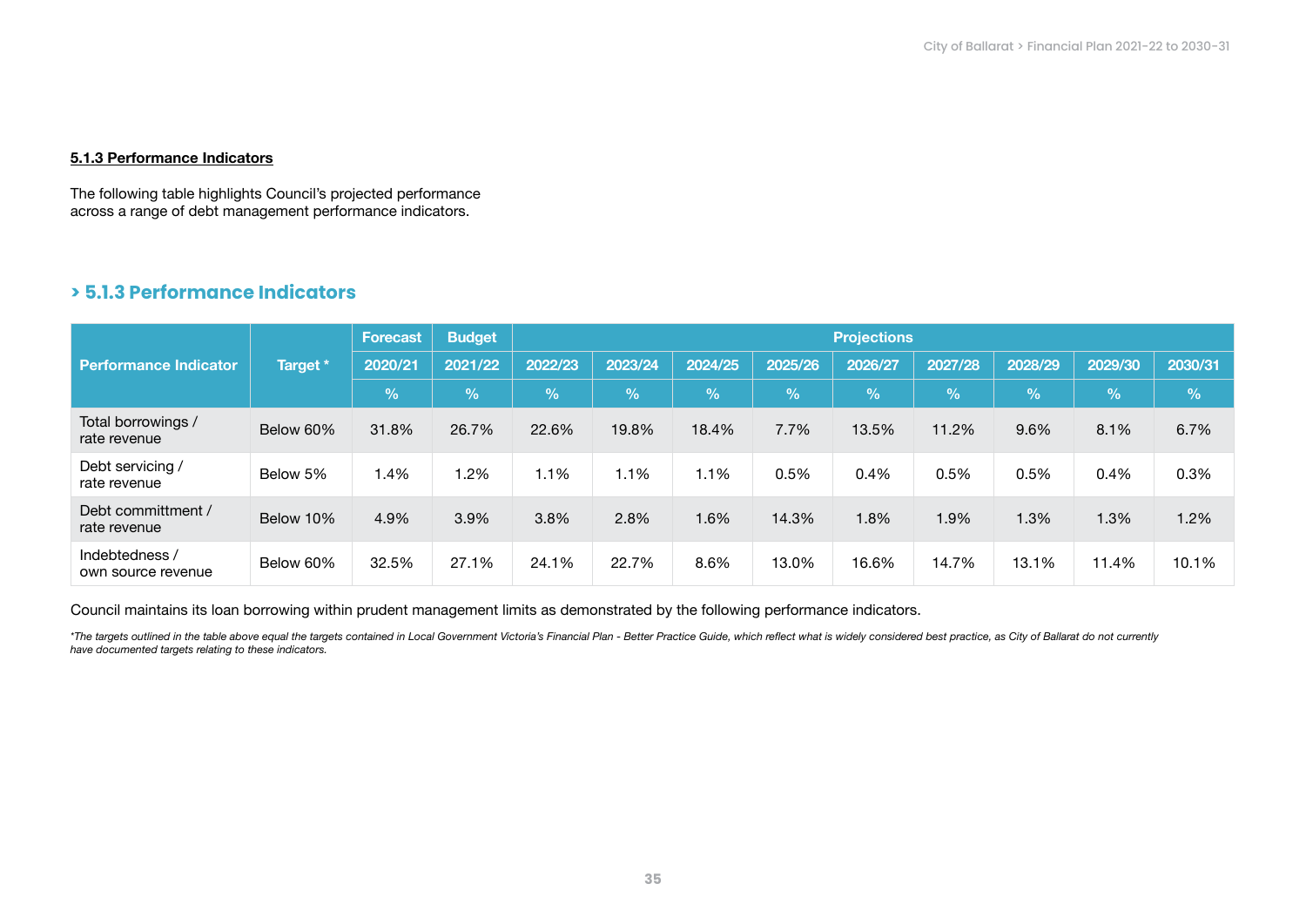**5.1.3 Performance Indicators**

The following table highlights Council's projected performance across a range of debt management performance indicators.

## > 5.1.3 Performance Indicators

| Performance Indicator | Target * | Forecast | Budget | Projections | | | | | | | | |
|---|---|---|---|---|---|---|---|---|---|---|---|---|
| | | 2020/21 | 2021/22 | 2022/23 | 2023/24 | 2024/25 | 2025/26 | 2026/27 | 2027/28 | 2028/29 | 2029/30 | 2030/31 |
| | | % | % | % | % | % | % | % | % | % | % | % |
| Total borrowings / rate revenue | Below 60% | 31.8% | 26.7% | 22.6% | 19.8% | 18.4% | 7.7% | 13.5% | 11.2% | 9.6% | 8.1% | 6.7% |
| Debt servicing / rate revenue | Below 5% | 1.4% | 1.2% | 1.1% | 1.1% | 1.1% | 0.5% | 0.4% | 0.5% | 0.5% | 0.4% | 0.3% |
| Debt committment / rate revenue | Below 10% | 4.9% | 3.9% | 3.8% | 2.8% | 1.6% | 14.3% | 1.8% | 1.9% | 1.3% | 1.3% | 1.2% |
| Indebtedness / own source revenue | Below 60% | 32.5% | 27.1% | 24.1% | 22.7% | 8.6% | 13.0% | 16.6% | 14.7% | 13.1% | 11.4% | 10.1% |

Council maintains its loan borrowing within prudent management limits as demonstrated by the following performance indicators.

*\*The targets outlined in the table above equal the targets contained in Local Government Victoria's Financial Plan - Better Practice Guide, which reflect what is widely considered best practice, as City of Ballarat do not currently have documented targets relating to these indicators.*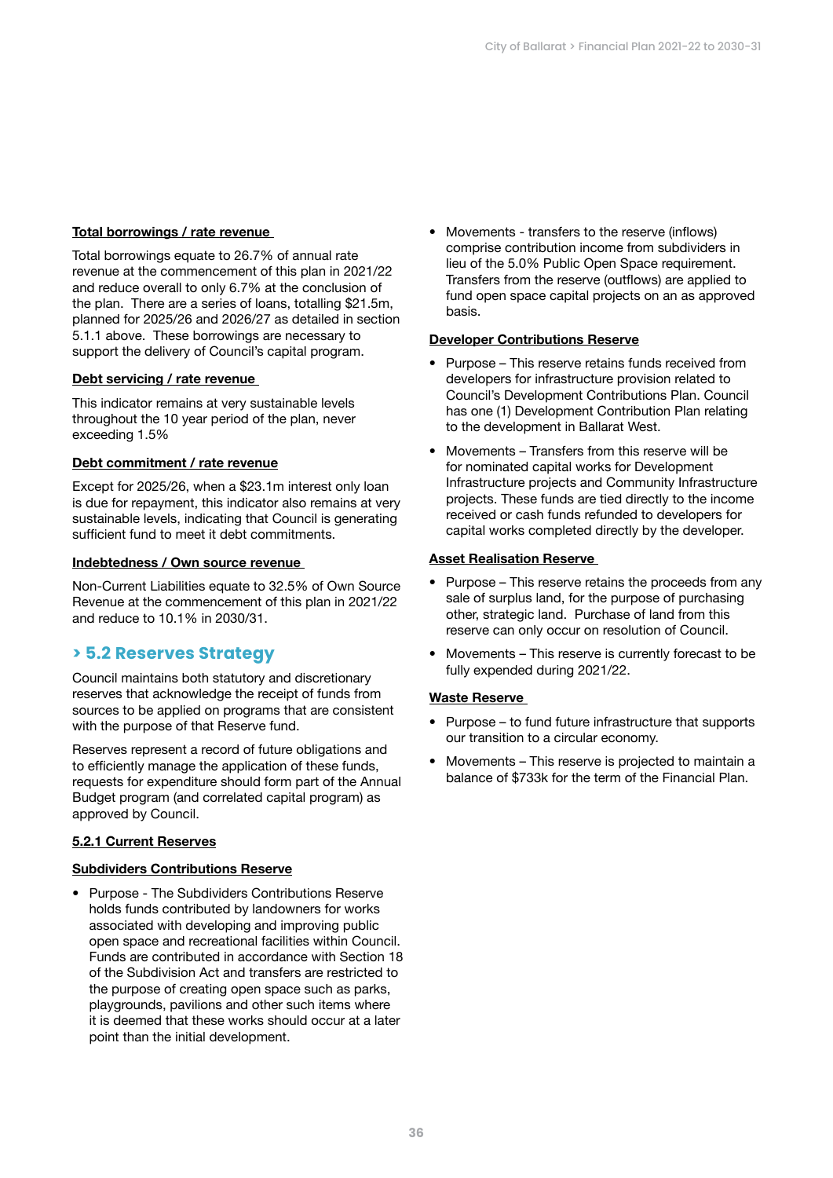**Total borrowings / rate revenue**

Total borrowings equate to 26.7% of annual rate revenue at the commencement of this plan in 2021/22 and reduce overall to only 6.7% at the conclusion of the plan. There are a series of loans, totalling $21.5m, planned for 2025/26 and 2026/27 as detailed in section 5.1.1 above. These borrowings are necessary to support the delivery of Council's capital program.

**Debt servicing / rate revenue**

This indicator remains at very sustainable levels throughout the 10 year period of the plan, never exceeding 1.5%

**Debt commitment / rate revenue**

Except for 2025/26, when a $23.1m interest only loan is due for repayment, this indicator also remains at very sustainable levels, indicating that Council is generating sufficient fund to meet it debt commitments.

**Indebtedness / Own source revenue**

Non-Current Liabilities equate to 32.5% of Own Source Revenue at the commencement of this plan in 2021/22 and reduce to 10.1% in 2030/31.

## > 5.2 Reserves Strategy

Council maintains both statutory and discretionary reserves that acknowledge the receipt of funds from sources to be applied on programs that are consistent with the purpose of that Reserve fund.

Reserves represent a record of future obligations and to efficiently manage the application of these funds, requests for expenditure should form part of the Annual Budget program (and correlated capital program) as approved by Council.

### 5.2.1 Current Reserves

**Subdividers Contributions Reserve**

- Purpose - The Subdividers Contributions Reserve holds funds contributed by landowners for works associated with developing and improving public open space and recreational facilities within Council. Funds are contributed in accordance with Section 18 of the Subdivision Act and transfers are restricted to the purpose of creating open space such as parks, playgrounds, pavilions and other such items where it is deemed that these works should occur at a later point than the initial development.
- Movements - transfers to the reserve (inflows) comprise contribution income from subdividers in lieu of the 5.0% Public Open Space requirement. Transfers from the reserve (outflows) are applied to fund open space capital projects on an as approved basis.

**Developer Contributions Reserve**

- Purpose – This reserve retains funds received from developers for infrastructure provision related to Council's Development Contributions Plan. Council has one (1) Development Contribution Plan relating to the development in Ballarat West.
- Movements – Transfers from this reserve will be for nominated capital works for Development Infrastructure projects and Community Infrastructure projects. These funds are tied directly to the income received or cash funds refunded to developers for capital works completed directly by the developer.

**Asset Realisation Reserve**

- Purpose – This reserve retains the proceeds from any sale of surplus land, for the purpose of purchasing other, strategic land. Purchase of land from this reserve can only occur on resolution of Council.
- Movements – This reserve is currently forecast to be fully expended during 2021/22.

**Waste Reserve**

- Purpose – to fund future infrastructure that supports our transition to a circular economy.
- Movements – This reserve is projected to maintain a balance of $733k for the term of the Financial Plan.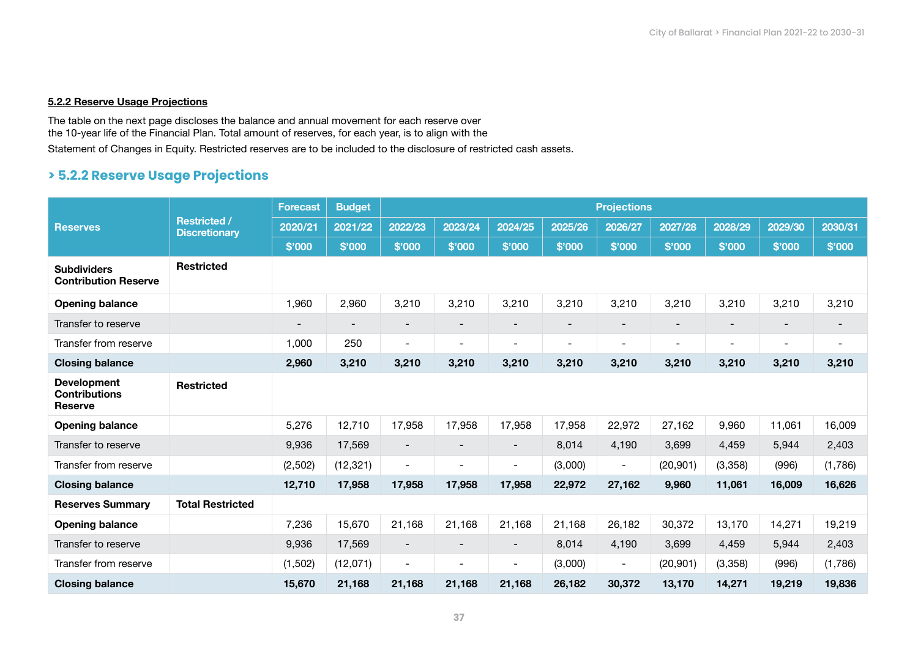**5.2.2 Reserve Usage Projections**

The table on the next page discloses the balance and annual movement for each reserve over the 10-year life of the Financial Plan. Total amount of reserves, for each year, is to align with the Statement of Changes in Equity. Restricted reserves are to be included to the disclosure of restricted cash assets.

## > 5.2.2 Reserve Usage Projections

| Reserves | Restricted / Discretionary | Forecast | Budget | Projections | | | | | | | | |
|---|---|---|---|---|---|---|---|---|---|---|---|---|
| | | 2020/21 | 2021/22 | 2022/23 | 2023/24 | 2024/25 | 2025/26 | 2026/27 | 2027/28 | 2028/29 | 2029/30 | 2030/31 |
| | | $'000 | $'000 | $'000 | $'000 | $'000 | $'000 | $'000 | $'000 | $'000 | $'000 | $'000 |
| **Subdividers Contribution Reserve** | **Restricted** | | | | | | | | | | | |
| **Opening balance** | | 1,960 | 2,960 | 3,210 | 3,210 | 3,210 | 3,210 | 3,210 | 3,210 | 3,210 | 3,210 | 3,210 |
| Transfer to reserve | | - | - | - | - | - | - | - | - | - | - | - |
| Transfer from reserve | | 1,000 | 250 | - | - | - | - | - | - | - | - | - |
| **Closing balance** | | **2,960** | **3,210** | **3,210** | **3,210** | **3,210** | **3,210** | **3,210** | **3,210** | **3,210** | **3,210** | **3,210** |
| **Development Contributions Reserve** | **Restricted** | | | | | | | | | | | |
| **Opening balance** | | 5,276 | 12,710 | 17,958 | 17,958 | 17,958 | 17,958 | 22,972 | 27,162 | 9,960 | 11,061 | 16,009 |
| Transfer to reserve | | 9,936 | 17,569 | - | - | - | 8,014 | 4,190 | 3,699 | 4,459 | 5,944 | 2,403 |
| Transfer from reserve | | (2,502) | (12,321) | - | - | - | (3,000) | - | (20,901) | (3,358) | (996) | (1,786) |
| **Closing balance** | | **12,710** | **17,958** | **17,958** | **17,958** | **17,958** | **22,972** | **27,162** | **9,960** | **11,061** | **16,009** | **16,626** |
| **Reserves Summary** | **Total Restricted** | | | | | | | | | | | |
| **Opening balance** | | 7,236 | 15,670 | 21,168 | 21,168 | 21,168 | 21,168 | 26,182 | 30,372 | 13,170 | 14,271 | 19,219 |
| Transfer to reserve | | 9,936 | 17,569 | - | - | - | 8,014 | 4,190 | 3,699 | 4,459 | 5,944 | 2,403 |
| Transfer from reserve | | (1,502) | (12,071) | - | - | - | (3,000) | - | (20,901) | (3,358) | (996) | (1,786) |
| **Closing balance** | | **15,670** | **21,168** | **21,168** | **21,168** | **21,168** | **26,182** | **30,372** | **13,170** | **14,271** | **19,219** | **19,836** |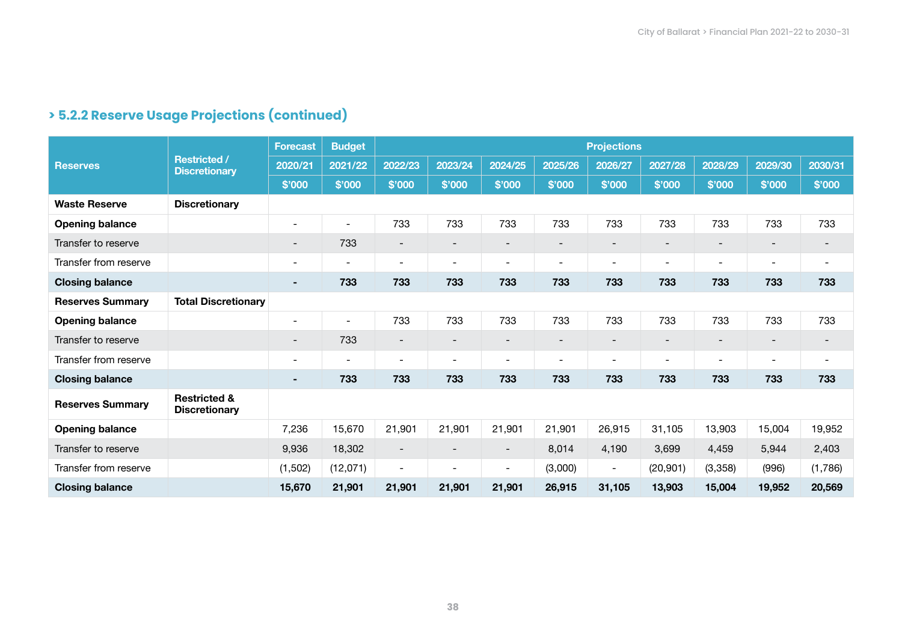## > 5.2.2 Reserve Usage Projections (continued)

| Reserves | Restricted / Discretionary | Forecast | Budget | Projections | | | | | | | | |
|---|---|---|---|---|---|---|---|---|---|---|---|---|
| | | 2020/21 | 2021/22 | 2022/23 | 2023/24 | 2024/25 | 2025/26 | 2026/27 | 2027/28 | 2028/29 | 2029/30 | 2030/31 |
| | | $'000 | $'000 | $'000 | $'000 | $'000 | $'000 | $'000 | $'000 | $'000 | $'000 | $'000 |
| **Waste Reserve** | **Discretionary** | | | | | | | | | | | |
| **Opening balance** | | - | - | 733 | 733 | 733 | 733 | 733 | 733 | 733 | 733 | 733 |
| Transfer to reserve | | - | 733 | - | - | - | - | - | - | - | - | - |
| Transfer from reserve | | - | - | - | - | - | - | - | - | - | - | - |
| **Closing balance** | | **-** | **733** | **733** | **733** | **733** | **733** | **733** | **733** | **733** | **733** | **733** |
| **Reserves Summary** | **Total Discretionary** | | | | | | | | | | | |
| **Opening balance** | | - | - | 733 | 733 | 733 | 733 | 733 | 733 | 733 | 733 | 733 |
| Transfer to reserve | | - | 733 | - | - | - | - | - | - | - | - | - |
| Transfer from reserve | | - | - | - | - | - | - | - | - | - | - | - |
| **Closing balance** | | **-** | **733** | **733** | **733** | **733** | **733** | **733** | **733** | **733** | **733** | **733** |
| **Reserves Summary** | **Restricted & Discretionary** | | | | | | | | | | | |
| **Opening balance** | | 7,236 | 15,670 | 21,901 | 21,901 | 21,901 | 21,901 | 26,915 | 31,105 | 13,903 | 15,004 | 19,952 |
| Transfer to reserve | | 9,936 | 18,302 | - | - | - | 8,014 | 4,190 | 3,699 | 4,459 | 5,944 | 2,403 |
| Transfer from reserve | | (1,502) | (12,071) | - | - | - | (3,000) | - | (20,901) | (3,358) | (996) | (1,786) |
| **Closing balance** | | **15,670** | **21,901** | **21,901** | **21,901** | **21,901** | **26,915** | **31,105** | **13,903** | **15,004** | **19,952** | **20,569** |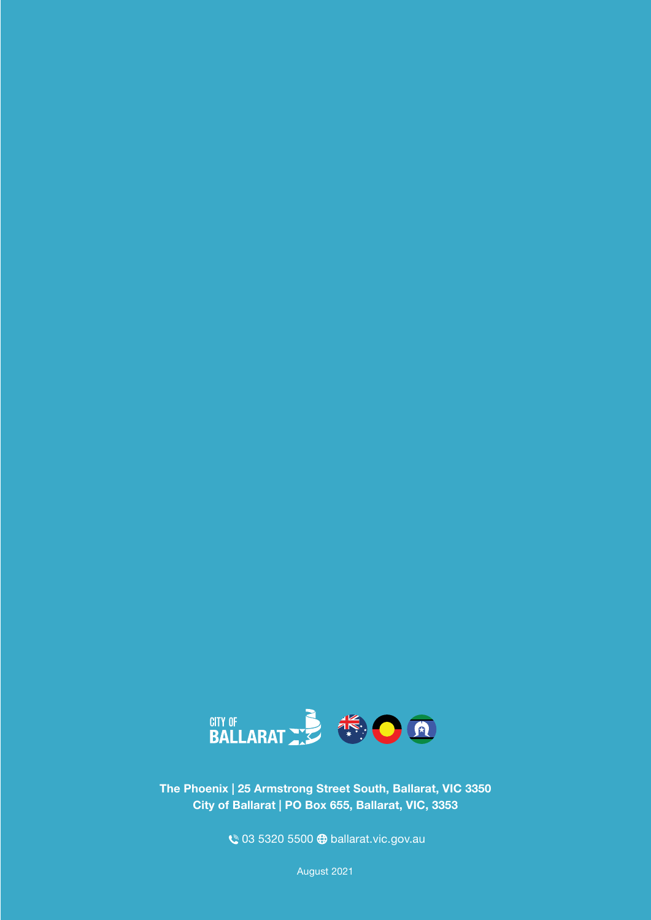CITY OF BALLARAT

**The Phoenix | 25 Armstrong Street South, Ballarat, VIC 3350**
**City of Ballarat | PO Box 655, Ballarat, VIC, 3353**

03 5320 5500 ballarat.vic.gov.au

August 2021